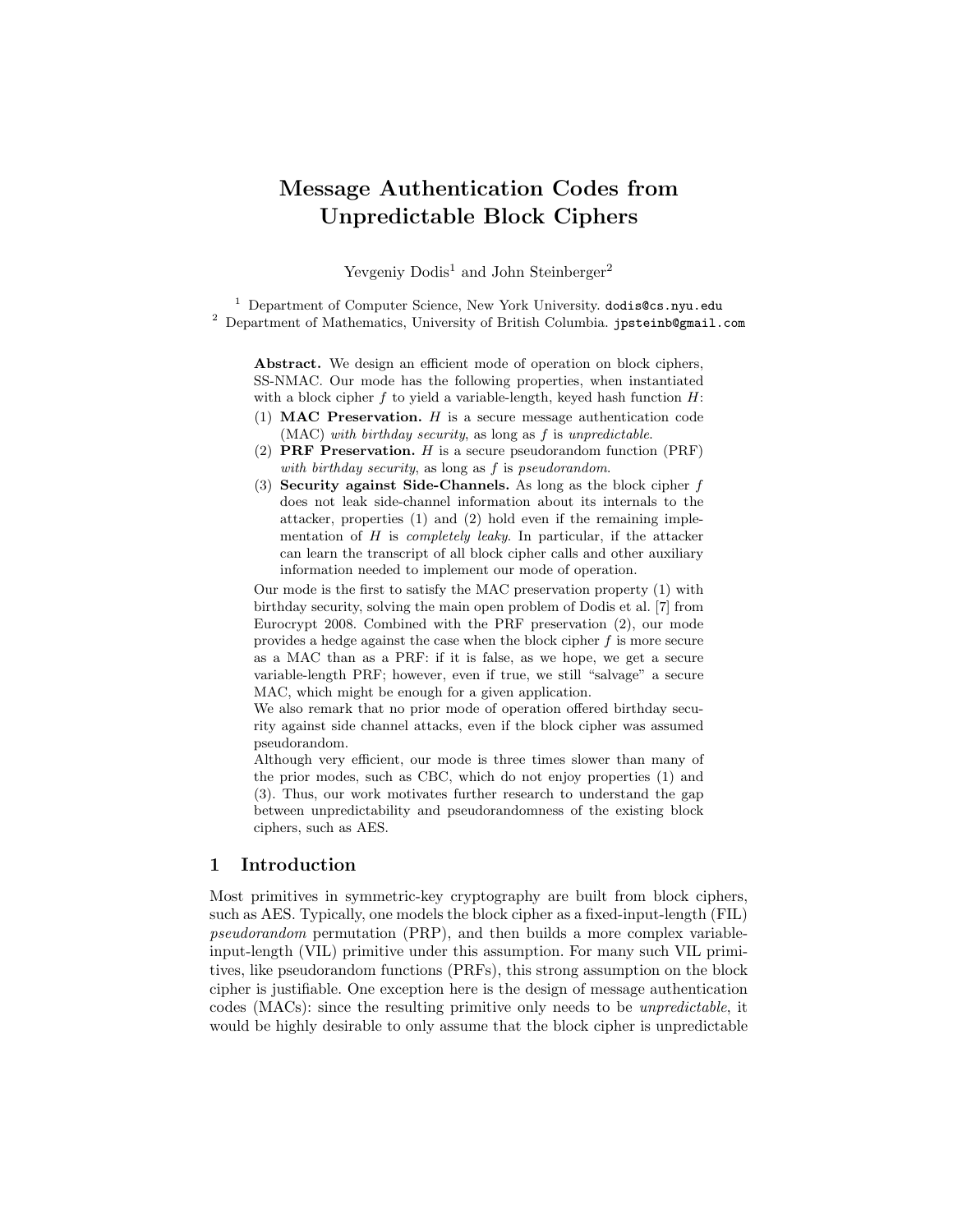# Message Authentication Codes from Unpredictable Block Ciphers

Yevgeniy Dodis[1] and John Steinberger[2]

[1] Department of Computer Science, New York University. dodis@cs.nyu.edu
[2] Department of Mathematics, University of British Columbia. jpsteinb@gmail.com

**Abstract.** We design an efficient mode of operation on block ciphers, SS-NMAC. Our mode has the following properties, when instantiated with a block cipher $f$ to yield a variable-length, keyed hash function $H$:

(1) **MAC Preservation.** $H$ is a secure message authentication code (MAC) *with birthday security*, as long as $f$ is *unpredictable*.

(2) **PRF Preservation.** $H$ is a secure pseudorandom function (PRF) *with birthday security*, as long as $f$ is *pseudorandom*.

(3) **Security against Side-Channels.** As long as the block cipher $f$ does not leak side-channel information about its internals to the attacker, properties (1) and (2) hold even if the remaining implementation of $H$ is *completely leaky*. In particular, if the attacker can learn the transcript of all block cipher calls and other auxiliary information needed to implement our mode of operation.

Our mode is the first to satisfy the MAC preservation property (1) with birthday security, solving the main open problem of Dodis et al. [7] from Eurocrypt 2008. Combined with the PRF preservation (2), our mode provides a hedge against the case when the block cipher $f$ is more secure as a MAC than as a PRF: if it is false, as we hope, we get a secure variable-length PRF; however, even if true, we still "salvage" a secure MAC, which might be enough for a given application.

We also remark that no prior mode of operation offered birthday security against side channel attacks, even if the block cipher was assumed pseudorandom.

Although very efficient, our mode is three times slower than many of the prior modes, such as CBC, which do not enjoy properties (1) and (3). Thus, our work motivates further research to understand the gap between unpredictability and pseudorandomness of the existing block ciphers, such as AES.

## 1 Introduction

Most primitives in symmetric-key cryptography are built from block ciphers, such as AES. Typically, one models the block cipher as a fixed-input-length (FIL) *pseudorandom* permutation (PRP), and then builds a more complex variable-input-length (VIL) primitive under this assumption. For many such VIL primitives, like pseudorandom functions (PRFs), this strong assumption on the block cipher is justifiable. One exception here is the design of message authentication codes (MACs): since the resulting primitive only needs to be *unpredictable*, it would be highly desirable to only assume that the block cipher is unpredictable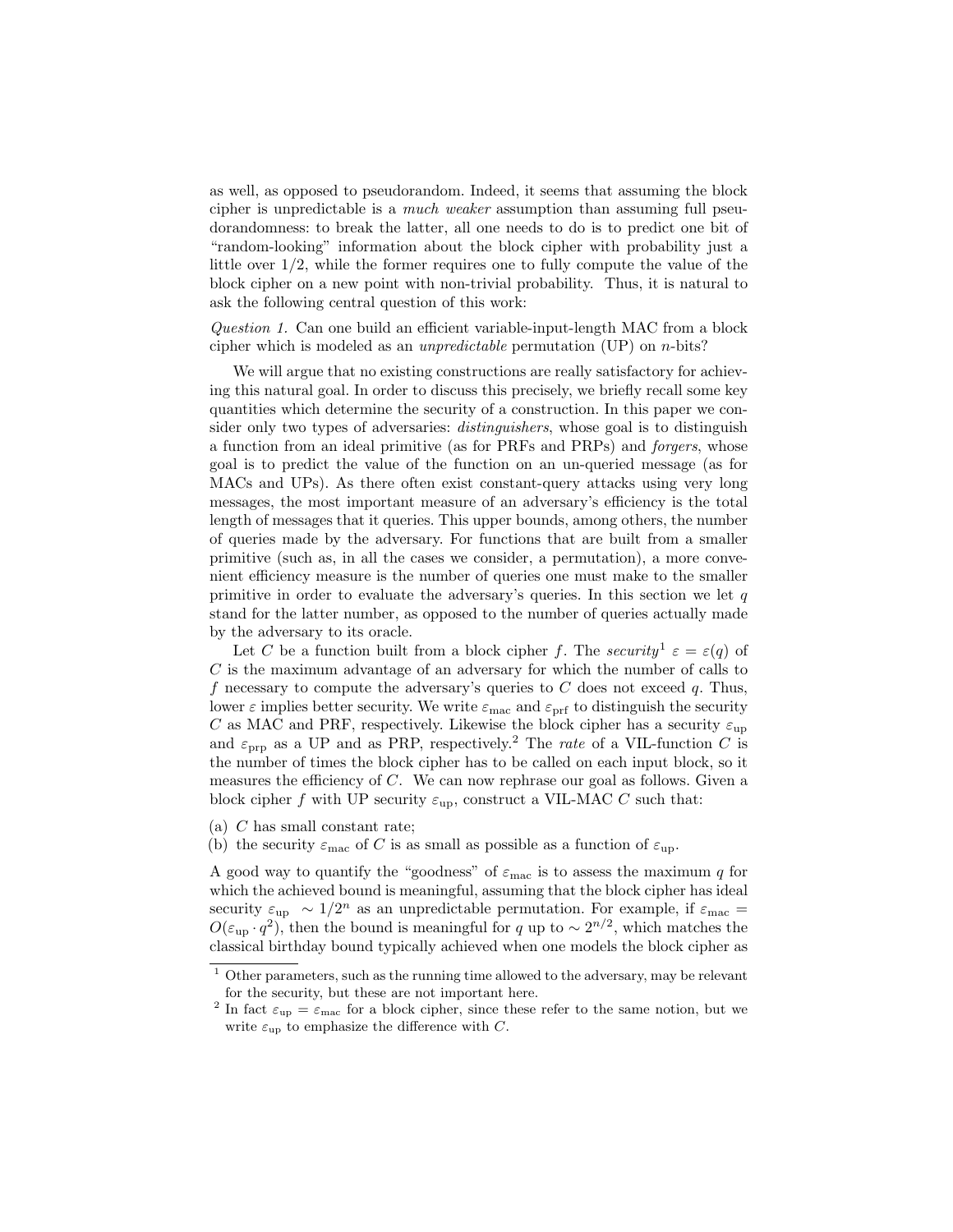as well, as opposed to pseudorandom. Indeed, it seems that assuming the block cipher is unpredictable is a *much weaker* assumption than assuming full pseudorandomness: to break the latter, all one needs to do is to predict one bit of "random-looking" information about the block cipher with probability just a little over $1/2$, while the former requires one to fully compute the value of the block cipher on a new point with non-trivial probability. Thus, it is natural to ask the following central question of this work:

*Question 1.* Can one build an efficient variable-input-length MAC from a block cipher which is modeled as an *unpredictable* permutation (UP) on $n$-bits?

We will argue that no existing constructions are really satisfactory for achieving this natural goal. In order to discuss this precisely, we briefly recall some key quantities which determine the security of a construction. In this paper we consider only two types of adversaries: *distinguishers*, whose goal is to distinguish a function from an ideal primitive (as for PRFs and PRPs) and *forgers*, whose goal is to predict the value of the function on an un-queried message (as for MACs and UPs). As there often exist constant-query attacks using very long messages, the most important measure of an adversary's efficiency is the total length of messages that it queries. This upper bounds, among others, the number of queries made by the adversary. For functions that are built from a smaller primitive (such as, in all the cases we consider, a permutation), a more convenient efficiency measure is the number of queries one must make to the smaller primitive in order to evaluate the adversary's queries. In this section we let $q$ stand for the latter number, as opposed to the number of queries actually made by the adversary to its oracle.

Let $C$ be a function built from a block cipher $f$. The *security*[1] $\varepsilon = \varepsilon(q)$ of $C$ is the maximum advantage of an adversary for which the number of calls to $f$ necessary to compute the adversary's queries to $C$ does not exceed $q$. Thus, lower $\varepsilon$ implies better security. We write $\varepsilon_{\mathrm{mac}}$ and $\varepsilon_{\mathrm{prf}}$ to distinguish the security $C$ as MAC and PRF, respectively. Likewise the block cipher has a security $\varepsilon_{\mathrm{up}}$ and $\varepsilon_{\mathrm{prp}}$ as a UP and as PRP, respectively.[2] The *rate* of a VIL-function $C$ is the number of times the block cipher has to be called on each input block, so it measures the efficiency of $C$. We can now rephrase our goal as follows. Given a block cipher $f$ with UP security $\varepsilon_{\mathrm{up}}$, construct a VIL-MAC $C$ such that:

(a) $C$ has small constant rate;
(b) the security $\varepsilon_{\mathrm{mac}}$ of $C$ is as small as possible as a function of $\varepsilon_{\mathrm{up}}$.

A good way to quantify the "goodness" of $\varepsilon_{\mathrm{mac}}$ is to assess the maximum $q$ for which the achieved bound is meaningful, assuming that the block cipher has ideal security $\varepsilon_{\mathrm{up}} \sim 1/2^n$ as an unpredictable permutation. For example, if $\varepsilon_{\mathrm{mac}} = O(\varepsilon_{\mathrm{up}} \cdot q^2)$, then the bound is meaningful for $q$ up to $\sim 2^{n/2}$, which matches the classical birthday bound typically achieved when one models the block cipher as

[1] Other parameters, such as the running time allowed to the adversary, may be relevant for the security, but these are not important here.

[2] In fact $\varepsilon_{\mathrm{up}} = \varepsilon_{\mathrm{mac}}$ for a block cipher, since these refer to the same notion, but we write $\varepsilon_{\mathrm{up}}$ to emphasize the difference with $C$.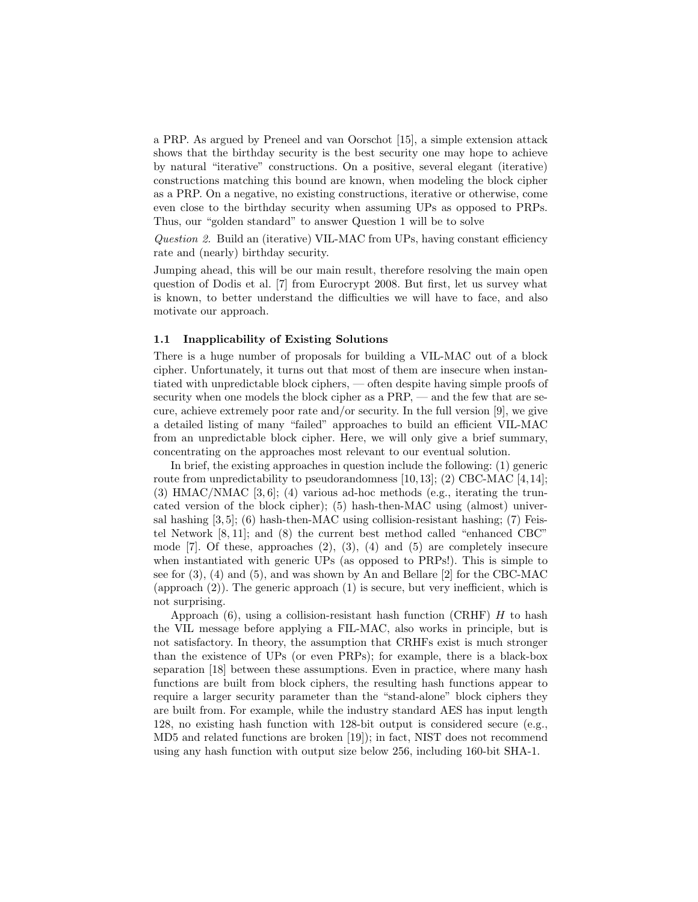a PRP. As argued by Preneel and van Oorschot [15], a simple extension attack shows that the birthday security is the best security one may hope to achieve by natural "iterative" constructions. On a positive, several elegant (iterative) constructions matching this bound are known, when modeling the block cipher as a PRP. On a negative, no existing constructions, iterative or otherwise, come even close to the birthday security when assuming UPs as opposed to PRPs. Thus, our "golden standard" to answer Question 1 will be to solve

*Question 2.* Build an (iterative) VIL-MAC from UPs, having constant efficiency rate and (nearly) birthday security.

Jumping ahead, this will be our main result, therefore resolving the main open question of Dodis et al. [7] from Eurocrypt 2008. But first, let us survey what is known, to better understand the difficulties we will have to face, and also motivate our approach.

### 1.1 Inapplicability of Existing Solutions

There is a huge number of proposals for building a VIL-MAC out of a block cipher. Unfortunately, it turns out that most of them are insecure when instantiated with unpredictable block ciphers, — often despite having simple proofs of security when one models the block cipher as a PRP, — and the few that are secure, achieve extremely poor rate and/or security. In the full version [9], we give a detailed listing of many "failed" approaches to build an efficient VIL-MAC from an unpredictable block cipher. Here, we will only give a brief summary, concentrating on the approaches most relevant to our eventual solution.

In brief, the existing approaches in question include the following: (1) generic route from unpredictability to pseudorandomness [10, 13]; (2) CBC-MAC [4, 14]; (3) HMAC/NMAC [3, 6]; (4) various ad-hoc methods (e.g., iterating the truncated version of the block cipher); (5) hash-then-MAC using (almost) universal hashing [3, 5]; (6) hash-then-MAC using collision-resistant hashing; (7) Feistel Network [8, 11]; and (8) the current best method called "enhanced CBC" mode [7]. Of these, approaches (2), (3), (4) and (5) are completely insecure when instantiated with generic UPs (as opposed to PRPs!). This is simple to see for (3), (4) and (5), and was shown by An and Bellare [2] for the CBC-MAC (approach (2)). The generic approach (1) is secure, but very inefficient, which is not surprising.

Approach (6), using a collision-resistant hash function (CRHF) $H$ to hash the VIL message before applying a FIL-MAC, also works in principle, but is not satisfactory. In theory, the assumption that CRHFs exist is much stronger than the existence of UPs (or even PRPs); for example, there is a black-box separation [18] between these assumptions. Even in practice, where many hash functions are built from block ciphers, the resulting hash functions appear to require a larger security parameter than the "stand-alone" block ciphers they are built from. For example, while the industry standard AES has input length 128, no existing hash function with 128-bit output is considered secure (e.g., MD5 and related functions are broken [19]); in fact, NIST does not recommend using any hash function with output size below 256, including 160-bit SHA-1.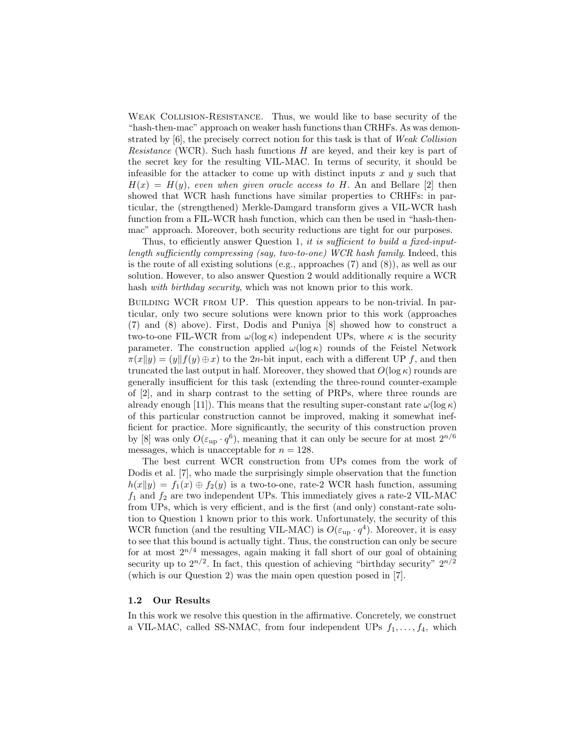Weak Collision-Resistance. Thus, we would like to base security of the "hash-then-mac" approach on weaker hash functions than CRHFs. As was demonstrated by [6], the precisely correct notion for this task is that of *Weak Collision Resistance* (WCR). Such hash functions $H$ are keyed, and their key is part of the secret key for the resulting VIL-MAC. In terms of security, it should be infeasible for the attacker to come up with distinct inputs $x$ and $y$ such that $H(x) = H(y)$, *even when given oracle access to $H$*. An and Bellare [2] then showed that WCR hash functions have similar properties to CRHFs: in particular, the (strengthened) Merkle-Damgard transform gives a VIL-WCR hash function from a FIL-WCR hash function, which can then be used in "hash-then-mac" approach. Moreover, both security reductions are tight for our purposes.

Thus, to efficiently answer Question 1, *it is sufficient to build a fixed-input-length sufficiently compressing (say, two-to-one) WCR hash family*. Indeed, this is the route of all existing solutions (e.g., approaches (7) and (8)), as well as our solution. However, to also answer Question 2 would additionally require a WCR hash *with birthday security*, which was not known prior to this work.

Building WCR from UP. This question appears to be non-trivial. In particular, only two secure solutions were known prior to this work (approaches (7) and (8) above). First, Dodis and Puniya [8] showed how to construct a two-to-one FIL-WCR from $\omega(\log \kappa)$ independent UPs, where $\kappa$ is the security parameter. The construction applied $\omega(\log \kappa)$ rounds of the Feistel Network $\pi(x\|y) = (y\|f(y) \oplus x)$ to the $2n$-bit input, each with a different UP $f$, and then truncated the last output in half. Moreover, they showed that $O(\log \kappa)$ rounds are generally insufficient for this task (extending the three-round counter-example of [2], and in sharp contrast to the setting of PRPs, where three rounds are already enough [11]). This means that the resulting super-constant rate $\omega(\log \kappa)$ of this particular construction cannot be improved, making it somewhat inefficient for practice. More significantly, the security of this construction proven by [8] was only $O(\varepsilon_{\mathrm{up}} \cdot q^6)$, meaning that it can only be secure for at most $2^{n/6}$ messages, which is unacceptable for $n = 128$.

The best current WCR construction from UPs comes from the work of Dodis et al. [7], who made the surprisingly simple observation that the function $h(x\|y) = f_1(x) \oplus f_2(y)$ is a two-to-one, rate-2 WCR hash function, assuming $f_1$ and $f_2$ are two independent UPs. This immediately gives a rate-2 VIL-MAC from UPs, which is very efficient, and is the first (and only) constant-rate solution to Question 1 known prior to this work. Unfortunately, the security of this WCR function (and the resulting VIL-MAC) is $O(\varepsilon_{\mathrm{up}} \cdot q^4)$. Moreover, it is easy to see that this bound is actually tight. Thus, the construction can only be secure for at most $2^{n/4}$ messages, again making it fall short of our goal of obtaining security up to $2^{n/2}$. In fact, this question of achieving "birthday security" $2^{n/2}$ (which is our Question 2) was the main open question posed in [7].

### 1.2 Our Results

In this work we resolve this question in the affirmative. Concretely, we construct a VIL-MAC, called SS-NMAC, from four independent UPs $f_1, \ldots, f_4$, which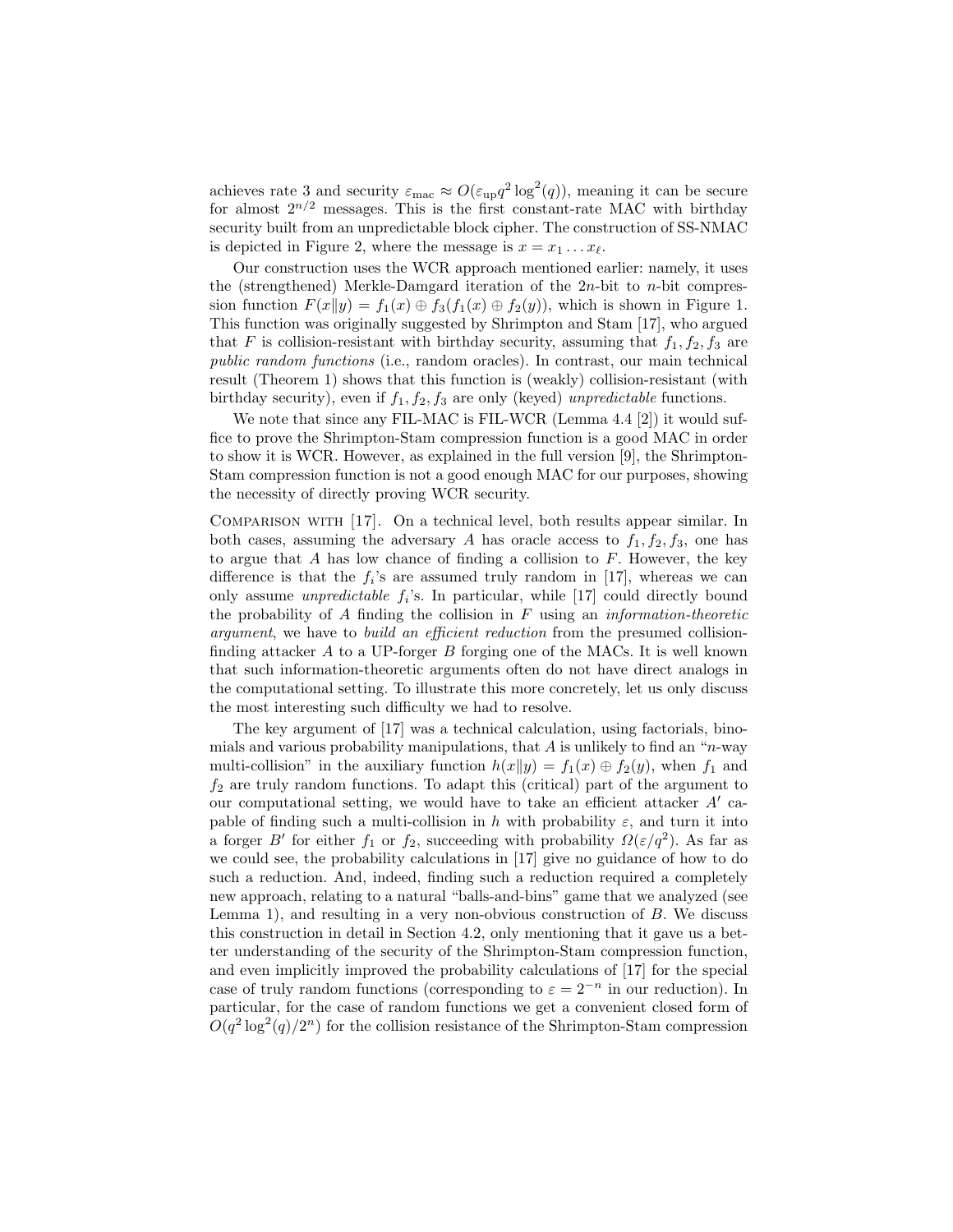achieves rate 3 and security $\varepsilon_{\mathrm{mac}} \approx O(\varepsilon_{\mathrm{up}} q^2 \log^2(q))$, meaning it can be secure for almost $2^{n/2}$ messages. This is the first constant-rate MAC with birthday security built from an unpredictable block cipher. The construction of SS-NMAC is depicted in Figure 2, where the message is $x = x_1 \ldots x_\ell$.

Our construction uses the WCR approach mentioned earlier: namely, it uses the (strengthened) Merkle-Damgard iteration of the $2n$-bit to $n$-bit compression function $F(x\|y) = f_1(x) \oplus f_3(f_1(x) \oplus f_2(y))$, which is shown in Figure 1. This function was originally suggested by Shrimpton and Stam [17], who argued that $F$ is collision-resistant with birthday security, assuming that $f_1, f_2, f_3$ are *public random functions* (i.e., random oracles). In contrast, our main technical result (Theorem 1) shows that this function is (weakly) collision-resistant (with birthday security), even if $f_1, f_2, f_3$ are only (keyed) *unpredictable* functions.

We note that since any FIL-MAC is FIL-WCR (Lemma 4.4 [2]) it would suffice to prove the Shrimpton-Stam compression function is a good MAC in order to show it is WCR. However, as explained in the full version [9], the Shrimpton-Stam compression function is not a good enough MAC for our purposes, showing the necessity of directly proving WCR security.

Comparison with [17]. On a technical level, both results appear similar. In both cases, assuming the adversary $A$ has oracle access to $f_1, f_2, f_3$, one has to argue that $A$ has low chance of finding a collision to $F$. However, the key difference is that the $f_i$'s are assumed truly random in [17], whereas we can only assume *unpredictable* $f_i$'s. In particular, while [17] could directly bound the probability of $A$ finding the collision in $F$ using an *information-theoretic argument*, we have to *build an efficient reduction* from the presumed collision-finding attacker $A$ to a UP-forger $B$ forging one of the MACs. It is well known that such information-theoretic arguments often do not have direct analogs in the computational setting. To illustrate this more concretely, let us only discuss the most interesting such difficulty we had to resolve.

The key argument of [17] was a technical calculation, using factorials, binomials and various probability manipulations, that $A$ is unlikely to find an "$n$-way multi-collision" in the auxiliary function $h(x\|y) = f_1(x) \oplus f_2(y)$, when $f_1$ and $f_2$ are truly random functions. To adapt this (critical) part of the argument to our computational setting, we would have to take an efficient attacker $A'$ capable of finding such a multi-collision in $h$ with probability $\varepsilon$, and turn it into a forger $B'$ for either $f_1$ or $f_2$, succeeding with probability $\Omega(\varepsilon/q^2)$. As far as we could see, the probability calculations in [17] give no guidance of how to do such a reduction. And, indeed, finding such a reduction required a completely new approach, relating to a natural "balls-and-bins" game that we analyzed (see Lemma 1), and resulting in a very non-obvious construction of $B$. We discuss this construction in detail in Section 4.2, only mentioning that it gave us a better understanding of the security of the Shrimpton-Stam compression function, and even implicitly improved the probability calculations of [17] for the special case of truly random functions (corresponding to $\varepsilon = 2^{-n}$ in our reduction). In particular, for the case of random functions we get a convenient closed form of $O(q^2 \log^2(q)/2^n)$ for the collision resistance of the Shrimpton-Stam compression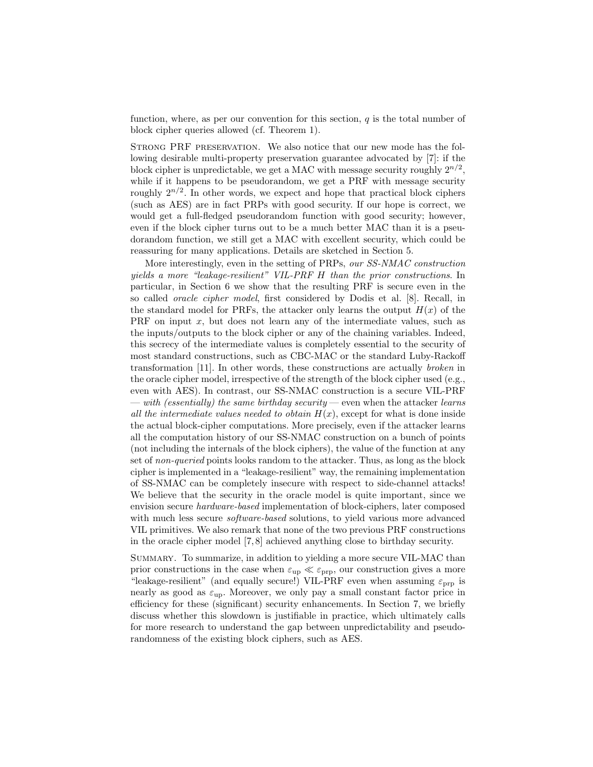function, where, as per our convention for this section, $q$ is the total number of block cipher queries allowed (cf. Theorem 1).

STRONG PRF PRESERVATION. We also notice that our new mode has the following desirable multi-property preservation guarantee advocated by [7]: if the block cipher is unpredictable, we get a MAC with message security roughly $2^{n/2}$, while if it happens to be pseudorandom, we get a PRF with message security roughly $2^{n/2}$. In other words, we expect and hope that practical block ciphers (such as AES) are in fact PRPs with good security. If our hope is correct, we would get a full-fledged pseudorandom function with good security; however, even if the block cipher turns out to be a much better MAC than it is a pseudorandom function, we still get a MAC with excellent security, which could be reassuring for many applications. Details are sketched in Section 5.

More interestingly, even in the setting of PRPs, *our SS-NMAC construction yields a more "leakage-resilient" VIL-PRF $H$ than the prior constructions*. In particular, in Section 6 we show that the resulting PRF is secure even in the so called *oracle cipher model*, first considered by Dodis et al. [8]. Recall, in the standard model for PRFs, the attacker only learns the output $H(x)$ of the PRF on input $x$, but does not learn any of the intermediate values, such as the inputs/outputs to the block cipher or any of the chaining variables. Indeed, this secrecy of the intermediate values is completely essential to the security of most standard constructions, such as CBC-MAC or the standard Luby-Rackoff transformation [11]. In other words, these constructions are actually *broken* in the oracle cipher model, irrespective of the strength of the block cipher used (e.g., even with AES). In contrast, our SS-NMAC construction is a secure VIL-PRF — *with (essentially) the same birthday security* — even when the attacker *learns all the intermediate values needed to obtain $H(x)$*, except for what is done inside the actual block-cipher computations. More precisely, even if the attacker learns all the computation history of our SS-NMAC construction on a bunch of points (not including the internals of the block ciphers), the value of the function at any set of *non-queried* points looks random to the attacker. Thus, as long as the block cipher is implemented in a "leakage-resilient" way, the remaining implementation of SS-NMAC can be completely insecure with respect to side-channel attacks! We believe that the security in the oracle model is quite important, since we envision secure *hardware-based* implementation of block-ciphers, later composed with much less secure *software-based* solutions, to yield various more advanced VIL primitives. We also remark that none of the two previous PRF constructions in the oracle cipher model [7, 8] achieved anything close to birthday security.

SUMMARY. To summarize, in addition to yielding a more secure VIL-MAC than prior constructions in the case when $\varepsilon_{\mathrm{up}} \ll \varepsilon_{\mathrm{prp}}$, our construction gives a more "leakage-resilient" (and equally secure!) VIL-PRF even when assuming $\varepsilon_{\mathrm{prp}}$ is nearly as good as $\varepsilon_{\mathrm{up}}$. Moreover, we only pay a small constant factor price in efficiency for these (significant) security enhancements. In Section 7, we briefly discuss whether this slowdown is justifiable in practice, which ultimately calls for more research to understand the gap between unpredictability and pseudorandomness of the existing block ciphers, such as AES.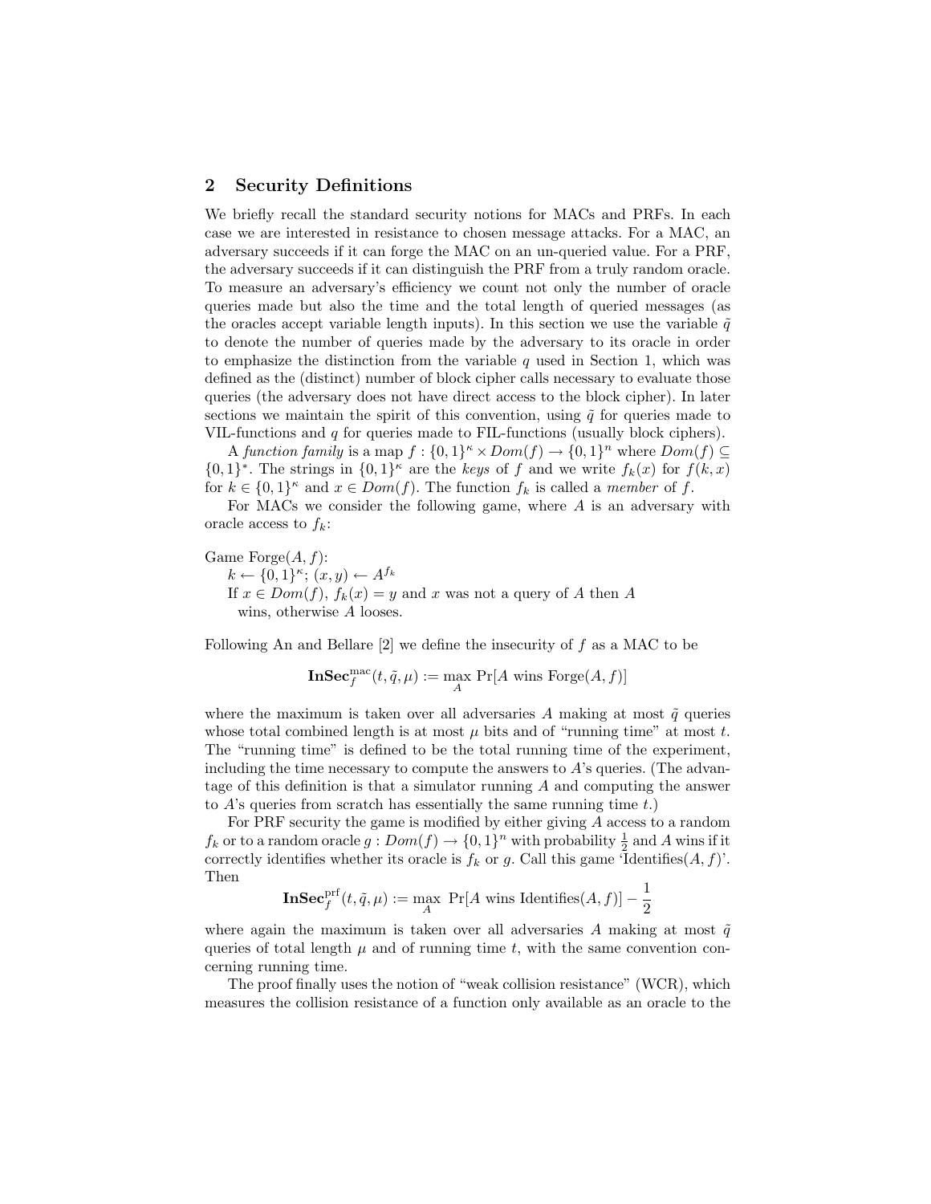## 2 Security Definitions

We briefly recall the standard security notions for MACs and PRFs. In each case we are interested in resistance to chosen message attacks. For a MAC, an adversary succeeds if it can forge the MAC on an un-queried value. For a PRF, the adversary succeeds if it can distinguish the PRF from a truly random oracle. To measure an adversary's efficiency we count not only the number of oracle queries made but also the time and the total length of queried messages (as the oracles accept variable length inputs). In this section we use the variable $\tilde{q}$ to denote the number of queries made by the adversary to its oracle in order to emphasize the distinction from the variable $q$ used in Section 1, which was defined as the (distinct) number of block cipher calls necessary to evaluate those queries (the adversary does not have direct access to the block cipher). In later sections we maintain the spirit of this convention, using $\tilde{q}$ for queries made to VIL-functions and $q$ for queries made to FIL-functions (usually block ciphers).

A *function family* is a map $f : \{0,1\}^\kappa \times Dom(f) \to \{0,1\}^n$ where $Dom(f) \subseteq \{0,1\}^*$. The strings in $\{0,1\}^\kappa$ are the *keys* of $f$ and we write $f_k(x)$ for $f(k,x)$ for $k \in \{0,1\}^\kappa$ and $x \in Dom(f)$. The function $f_k$ is called a *member* of $f$.

For MACs we consider the following game, where $A$ is an adversary with oracle access to $f_k$:

Game Forge$(A, f)$:
  $k \leftarrow \{0,1\}^\kappa$; $(x, y) \leftarrow A^{f_k}$
  If $x \in Dom(f)$, $f_k(x) = y$ and $x$ was not a query of $A$ then $A$ wins, otherwise $A$ looses.

Following An and Bellare [2] we define the insecurity of $f$ as a MAC to be

$$\mathbf{InSec}_f^{\mathrm{mac}}(t, \tilde{q}, \mu) := \max_A \Pr[A \text{ wins Forge}(A, f)]$$

where the maximum is taken over all adversaries $A$ making at most $\tilde{q}$ queries whose total combined length is at most $\mu$ bits and of "running time" at most $t$. The "running time" is defined to be the total running time of the experiment, including the time necessary to compute the answers to $A$'s queries. (The advantage of this definition is that a simulator running $A$ and computing the answer to $A$'s queries from scratch has essentially the same running time $t$.)

For PRF security the game is modified by either giving $A$ access to a random $f_k$ or to a random oracle $g : Dom(f) \to \{0,1\}^n$ with probability $\frac{1}{2}$ and $A$ wins if it correctly identifies whether its oracle is $f_k$ or $g$. Call this game 'Identifies$(A, f)$'. Then

$$\mathbf{InSec}_f^{\mathrm{prf}}(t, \tilde{q}, \mu) := \max_A \ \Pr[A \text{ wins Identifies}(A, f)] - \frac{1}{2}$$

where again the maximum is taken over all adversaries $A$ making at most $\tilde{q}$ queries of total length $\mu$ and of running time $t$, with the same convention concerning running time.

The proof finally uses the notion of "weak collision resistance" (WCR), which measures the collision resistance of a function only available as an oracle to the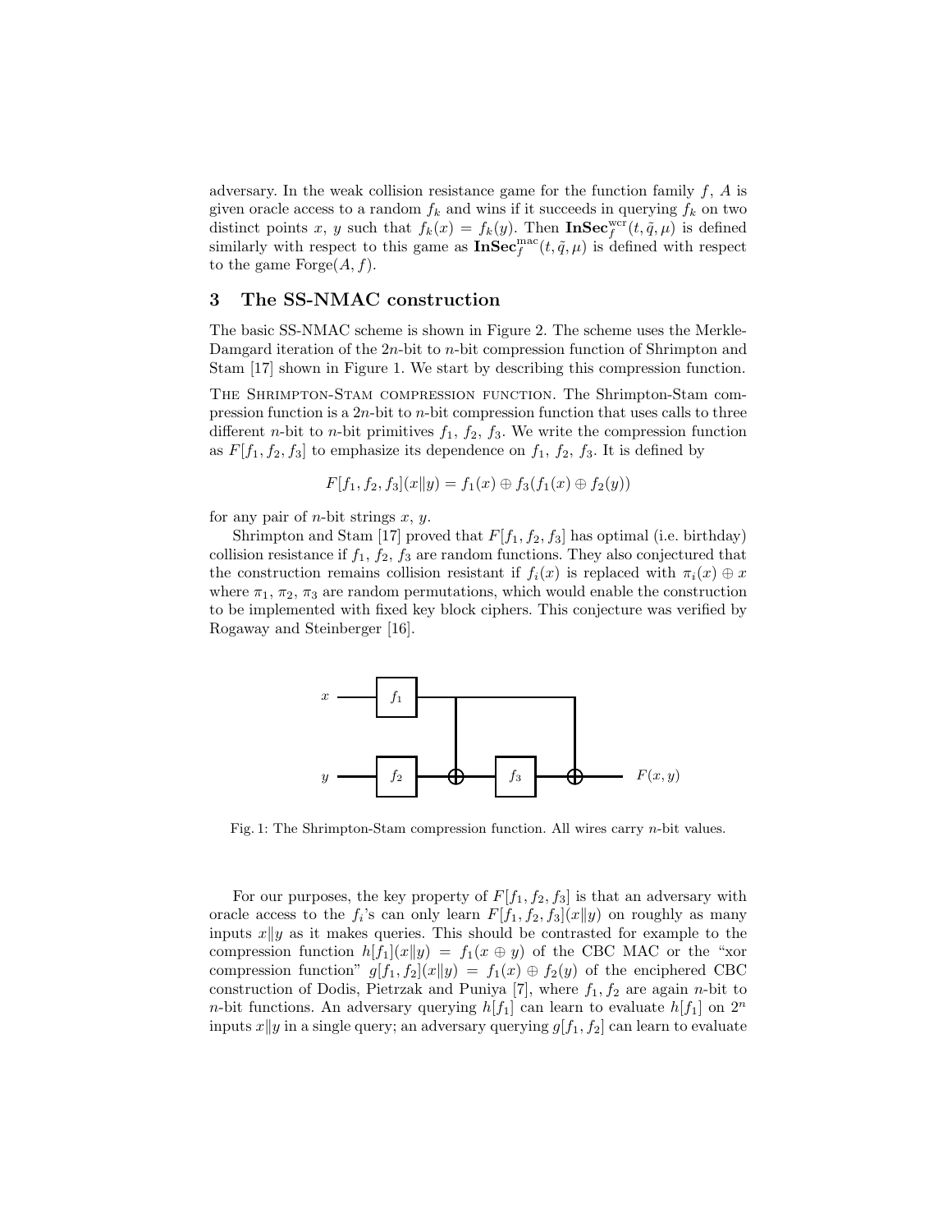adversary. In the weak collision resistance game for the function family $f$, $A$ is given oracle access to a random $f_k$ and wins if it succeeds in querying $f_k$ on two distinct points $x$, $y$ such that $f_k(x) = f_k(y)$. Then $\mathbf{InSec}_f^{\mathrm{wcr}}(t, \tilde{q}, \mu)$ is defined similarly with respect to this game as $\mathbf{InSec}_f^{\mathrm{mac}}(t, \tilde{q}, \mu)$ is defined with respect to the game $\mathrm{Forge}(A, f)$.

## 3 The SS-NMAC construction

The basic SS-NMAC scheme is shown in Figure 2. The scheme uses the Merkle-Damgard iteration of the $2n$-bit to $n$-bit compression function of Shrimpton and Stam [17] shown in Figure 1. We start by describing this compression function.

The Shrimpton-Stam compression function. The Shrimpton-Stam compression function is a $2n$-bit to $n$-bit compression function that uses calls to three different $n$-bit to $n$-bit primitives $f_1$, $f_2$, $f_3$. We write the compression function as $F[f_1, f_2, f_3]$ to emphasize its dependence on $f_1$, $f_2$, $f_3$. It is defined by

$$F[f_1, f_2, f_3](x \| y) = f_1(x) \oplus f_3(f_1(x) \oplus f_2(y))$$

for any pair of $n$-bit strings $x$, $y$.

Shrimpton and Stam [17] proved that $F[f_1, f_2, f_3]$ has optimal (i.e. birthday) collision resistance if $f_1$, $f_2$, $f_3$ are random functions. They also conjectured that the construction remains collision resistant if $f_i(x)$ is replaced with $\pi_i(x) \oplus x$ where $\pi_1$, $\pi_2$, $\pi_3$ are random permutations, which would enable the construction to be implemented with fixed key block ciphers. This conjecture was verified by Rogaway and Steinberger [16].

Fig. 1: The Shrimpton-Stam compression function. All wires carry $n$-bit values.

For our purposes, the key property of $F[f_1, f_2, f_3]$ is that an adversary with oracle access to the $f_i$'s can only learn $F[f_1, f_2, f_3](x \| y)$ on roughly as many inputs $x \| y$ as it makes queries. This should be contrasted for example to the compression function $h[f_1](x \| y) = f_1(x \oplus y)$ of the CBC MAC or the "xor compression function" $g[f_1, f_2](x \| y) = f_1(x) \oplus f_2(y)$ of the enciphered CBC construction of Dodis, Pietrzak and Puniya [7], where $f_1, f_2$ are again $n$-bit to $n$-bit functions. An adversary querying $h[f_1]$ can learn to evaluate $h[f_1]$ on $2^n$ inputs $x \| y$ in a single query; an adversary querying $g[f_1, f_2]$ can learn to evaluate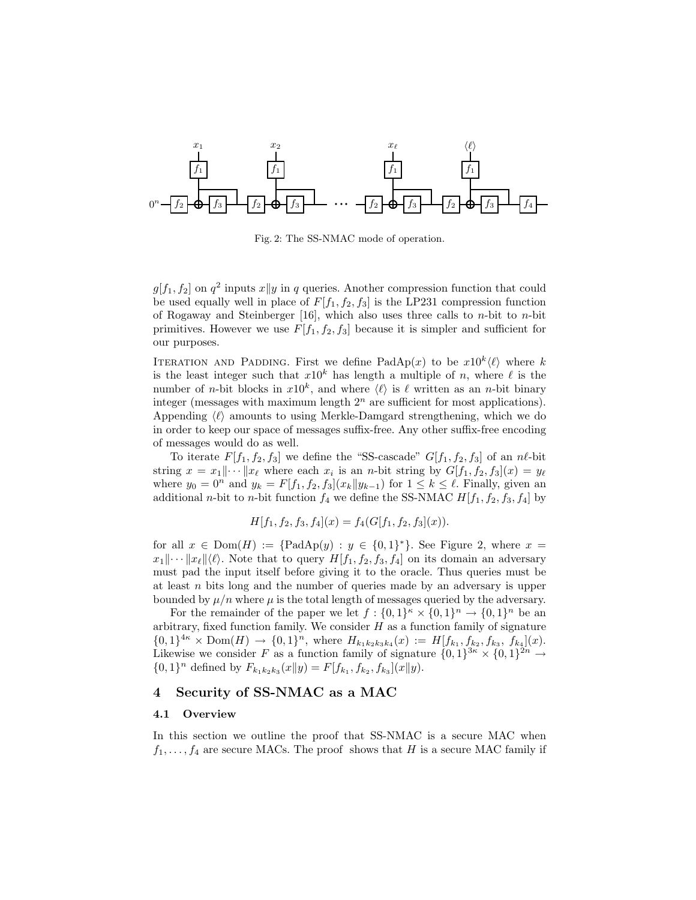Fig. 2: The SS-NMAC mode of operation.

$g[f_1, f_2]$ on $q^2$ inputs $x\|y$ in $q$ queries. Another compression function that could be used equally well in place of $F[f_1, f_2, f_3]$ is the LP231 compression function of Rogaway and Steinberger [16], which also uses three calls to $n$-bit to $n$-bit primitives. However we use $F[f_1, f_2, f_3]$ because it is simpler and sufficient for our purposes.

Iteration and Padding. First we define $\text{PadAp}(x)$ to be $x10^k\langle \ell \rangle$ where $k$ is the least integer such that $x10^k$ has length a multiple of $n$, where $\ell$ is the number of $n$-bit blocks in $x10^k$, and where $\langle \ell \rangle$ is $\ell$ written as an $n$-bit binary integer (messages with maximum length $2^n$ are sufficient for most applications). Appending $\langle \ell \rangle$ amounts to using Merkle-Damgard strengthening, which we do in order to keep our space of messages suffix-free. Any other suffix-free encoding of messages would do as well.

To iterate $F[f_1, f_2, f_3]$ we define the "SS-cascade" $G[f_1, f_2, f_3]$ of an $n\ell$-bit string $x = x_1\|\cdots\|x_\ell$ where each $x_i$ is an $n$-bit string by $G[f_1, f_2, f_3](x) = y_\ell$ where $y_0 = 0^n$ and $y_k = F[f_1, f_2, f_3](x_k\|y_{k-1})$ for $1 \le k \le \ell$. Finally, given an additional $n$-bit to $n$-bit function $f_4$ we define the SS-NMAC $H[f_1, f_2, f_3, f_4]$ by

$$H[f_1, f_2, f_3, f_4](x) = f_4(G[f_1, f_2, f_3](x)).$$

for all $x \in \text{Dom}(H) := \{\text{PadAp}(y) : y \in \{0,1\}^*\}$. See Figure 2, where $x = x_1\|\cdots\|x_\ell\|\langle \ell \rangle$. Note that to query $H[f_1, f_2, f_3, f_4]$ on its domain an adversary must pad the input itself before giving it to the oracle. Thus queries must be at least $n$ bits long and the number of queries made by an adversary is upper bounded by $\mu/n$ where $\mu$ is the total length of messages queried by the adversary.

For the remainder of the paper we let $f : \{0,1\}^\kappa \times \{0,1\}^n \to \{0,1\}^n$ be an arbitrary, fixed function family. We consider $H$ as a function family of signature $\{0,1\}^{4\kappa} \times \text{Dom}(H) \to \{0,1\}^n$, where $H_{k_1k_2k_3k_4}(x) := H[f_{k_1}, f_{k_2}, f_{k_3}, f_{k_4}](x)$. Likewise we consider $F$ as a function family of signature $\{0,1\}^{3\kappa} \times \{0,1\}^{2n} \to \{0,1\}^n$ defined by $F_{k_1k_2k_3}(x\|y) = F[f_{k_1}, f_{k_2}, f_{k_3}](x\|y)$.

## 4 Security of SS-NMAC as a MAC

### 4.1 Overview

In this section we outline the proof that SS-NMAC is a secure MAC when $f_1, \ldots, f_4$ are secure MACs. The proof shows that $H$ is a secure MAC family if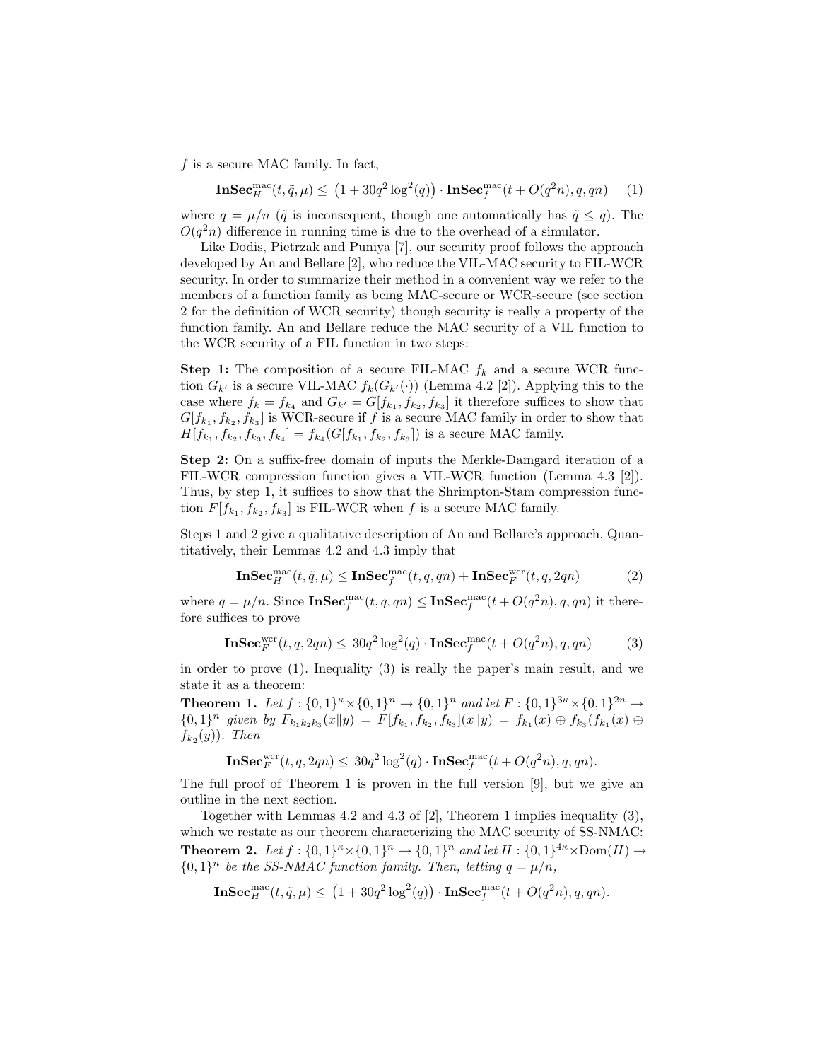$f$ is a secure MAC family. In fact,

$$\mathbf{InSec}_H^{\mathrm{mac}}(t,\tilde{q},\mu) \leq \left(1 + 30q^2\log^2(q)\right)\cdot \mathbf{InSec}_f^{\mathrm{mac}}(t+O(q^2n),q,qn) \qquad (1)$$

where $q = \mu/n$ ($\tilde{q}$ is inconsequent, though one automatically has $\tilde{q} \leq q$). The $O(q^2n)$ difference in running time is due to the overhead of a simulator.

Like Dodis, Pietrzak and Puniya [7], our security proof follows the approach developed by An and Bellare [2], who reduce the VIL-MAC security to FIL-WCR security. In order to summarize their method in a convenient way we refer to the members of a function family as being MAC-secure or WCR-secure (see section 2 for the definition of WCR security) though security is really a property of the function family. An and Bellare reduce the MAC security of a VIL function to the WCR security of a FIL function in two steps:

**Step 1:** The composition of a secure FIL-MAC $f_k$ and a secure WCR function $G_{k'}$ is a secure VIL-MAC $f_k(G_{k'}(\cdot))$ (Lemma 4.2 [2]). Applying this to the case where $f_k = f_{k_4}$ and $G_{k'} = G[f_{k_1}, f_{k_2}, f_{k_3}]$ it therefore suffices to show that $G[f_{k_1}, f_{k_2}, f_{k_3}]$ is WCR-secure if $f$ is a secure MAC family in order to show that $H[f_{k_1}, f_{k_2}, f_{k_3}, f_{k_4}] = f_{k_4}(G[f_{k_1}, f_{k_2}, f_{k_3}])$ is a secure MAC family.

**Step 2:** On a suffix-free domain of inputs the Merkle-Damgard iteration of a FIL-WCR compression function gives a VIL-WCR function (Lemma 4.3 [2]). Thus, by step 1, it suffices to show that the Shrimpton-Stam compression function $F[f_{k_1}, f_{k_2}, f_{k_3}]$ is FIL-WCR when $f$ is a secure MAC family.

Steps 1 and 2 give a qualitative description of An and Bellare's approach. Quantitatively, their Lemmas 4.2 and 4.3 imply that

$$\mathbf{InSec}_H^{\mathrm{mac}}(t,\tilde{q},\mu) \leq \mathbf{InSec}_f^{\mathrm{mac}}(t,q,qn) + \mathbf{InSec}_F^{\mathrm{wcr}}(t,q,2qn) \qquad (2)$$

where $q = \mu/n$. Since $\mathbf{InSec}_f^{\mathrm{mac}}(t,q,qn) \leq \mathbf{InSec}_f^{\mathrm{mac}}(t+O(q^2n),q,qn)$ it therefore suffices to prove

$$\mathbf{InSec}_F^{\mathrm{wcr}}(t,q,2qn) \leq 30q^2\log^2(q)\cdot \mathbf{InSec}_f^{\mathrm{mac}}(t+O(q^2n),q,qn) \qquad (3)$$

in order to prove (1). Inequality (3) is really the paper's main result, and we state it as a theorem:

**Theorem 1.** *Let $f : \{0,1\}^\kappa \times \{0,1\}^n \to \{0,1\}^n$ and let $F : \{0,1\}^{3\kappa} \times \{0,1\}^{2n} \to \{0,1\}^n$ given by $F_{k_1k_2k_3}(x\|y) = F[f_{k_1}, f_{k_2}, f_{k_3}](x\|y) = f_{k_1}(x) \oplus f_{k_3}(f_{k_1}(x) \oplus f_{k_2}(y))$. Then*

$$\mathbf{InSec}_F^{\mathrm{wcr}}(t,q,2qn) \leq 30q^2\log^2(q)\cdot \mathbf{InSec}_f^{\mathrm{mac}}(t+O(q^2n),q,qn).$$

The full proof of Theorem 1 is proven in the full version [9], but we give an outline in the next section.

Together with Lemmas 4.2 and 4.3 of [2], Theorem 1 implies inequality (3), which we restate as our theorem characterizing the MAC security of SS-NMAC:

**Theorem 2.** *Let $f : \{0,1\}^\kappa \times \{0,1\}^n \to \{0,1\}^n$ and let $H : \{0,1\}^{4\kappa} \times \mathrm{Dom}(H) \to \{0,1\}^n$ be the SS-NMAC function family. Then, letting $q = \mu/n$,*

$$\mathbf{InSec}_H^{\mathrm{mac}}(t,\tilde{q},\mu) \leq \left(1 + 30q^2\log^2(q)\right)\cdot \mathbf{InSec}_f^{\mathrm{mac}}(t+O(q^2n),q,qn).$$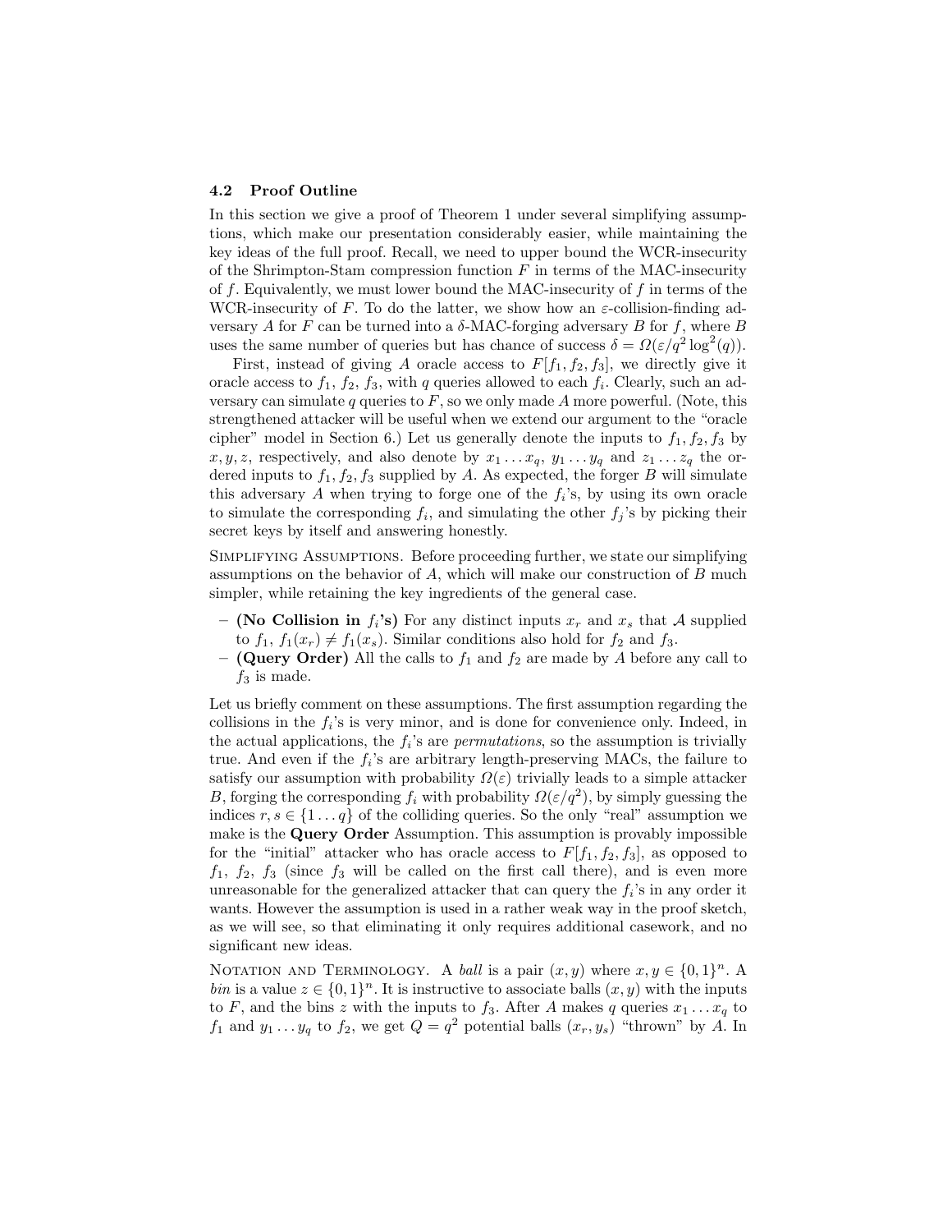### 4.2 Proof Outline

In this section we give a proof of Theorem 1 under several simplifying assumptions, which make our presentation considerably easier, while maintaining the key ideas of the full proof. Recall, we need to upper bound the WCR-insecurity of the Shrimpton-Stam compression function $F$ in terms of the MAC-insecurity of $f$. Equivalently, we must lower bound the MAC-insecurity of $f$ in terms of the WCR-insecurity of $F$. To do the latter, we show how an $\varepsilon$-collision-finding adversary $A$ for $F$ can be turned into a $\delta$-MAC-forging adversary $B$ for $f$, where $B$ uses the same number of queries but has chance of success $\delta = \Omega(\varepsilon/q^2 \log^2(q))$.

First, instead of giving $A$ oracle access to $F[f_1, f_2, f_3]$, we directly give it oracle access to $f_1$, $f_2$, $f_3$, with $q$ queries allowed to each $f_i$. Clearly, such an adversary can simulate $q$ queries to $F$, so we only made $A$ more powerful. (Note, this strengthened attacker will be useful when we extend our argument to the "oracle cipher" model in Section 6.) Let us generally denote the inputs to $f_1, f_2, f_3$ by $x, y, z$, respectively, and also denote by $x_1 \dots x_q$, $y_1 \dots y_q$ and $z_1 \dots z_q$ the ordered inputs to $f_1, f_2, f_3$ supplied by $A$. As expected, the forger $B$ will simulate this adversary $A$ when trying to forge one of the $f_i$'s, by using its own oracle to simulate the corresponding $f_i$, and simulating the other $f_j$'s by picking their secret keys by itself and answering honestly.

Simplifying Assumptions. Before proceeding further, we state our simplifying assumptions on the behavior of $A$, which will make our construction of $B$ much simpler, while retaining the key ingredients of the general case.

- **(No Collision in $f_i$'s)** For any distinct inputs $x_r$ and $x_s$ that $\mathcal{A}$ supplied to $f_1$, $f_1(x_r) \neq f_1(x_s)$. Similar conditions also hold for $f_2$ and $f_3$.
- **(Query Order)** All the calls to $f_1$ and $f_2$ are made by $A$ before any call to $f_3$ is made.

Let us briefly comment on these assumptions. The first assumption regarding the collisions in the $f_i$'s is very minor, and is done for convenience only. Indeed, in the actual applications, the $f_i$'s are *permutations*, so the assumption is trivially true. And even if the $f_i$'s are arbitrary length-preserving MACs, the failure to satisfy our assumption with probability $\Omega(\varepsilon)$ trivially leads to a simple attacker $B$, forging the corresponding $f_i$ with probability $\Omega(\varepsilon/q^2)$, by simply guessing the indices $r, s \in \{1 \dots q\}$ of the colliding queries. So the only "real" assumption we make is the **Query Order** Assumption. This assumption is provably impossible for the "initial" attacker who has oracle access to $F[f_1, f_2, f_3]$, as opposed to $f_1$, $f_2$, $f_3$ (since $f_3$ will be called on the first call there), and is even more unreasonable for the generalized attacker that can query the $f_i$'s in any order it wants. However the assumption is used in a rather weak way in the proof sketch, as we will see, so that eliminating it only requires additional casework, and no significant new ideas.

Notation and Terminology. A *ball* is a pair $(x, y)$ where $x, y \in \{0,1\}^n$. A *bin* is a value $z \in \{0,1\}^n$. It is instructive to associate balls $(x, y)$ with the inputs to $F$, and the bins $z$ with the inputs to $f_3$. After $A$ makes $q$ queries $x_1 \dots x_q$ to $f_1$ and $y_1 \dots y_q$ to $f_2$, we get $Q = q^2$ potential balls $(x_r, y_s)$ "thrown" by $A$. In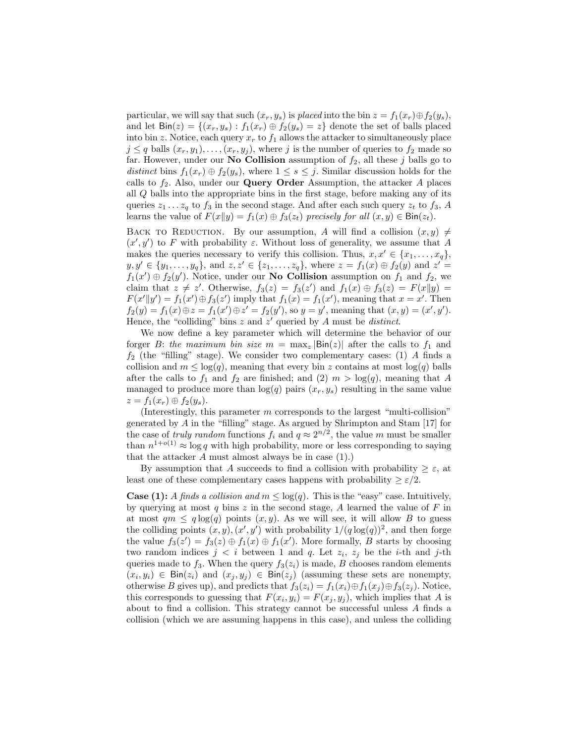particular, we will say that such $(x_r, y_s)$ is *placed* into the bin $z = f_1(x_r) \oplus f_2(y_s)$, and let $\mathsf{Bin}(z) = \{(x_r, y_s) : f_1(x_r) \oplus f_2(y_s) = z\}$ denote the set of balls placed into bin $z$. Notice, each query $x_r$ to $f_1$ allows the attacker to simultaneously place $j \leq q$ balls $(x_r, y_1), \ldots, (x_r, y_j)$, where $j$ is the number of queries to $f_2$ made so far. However, under our **No Collision** assumption of $f_2$, all these $j$ balls go to *distinct* bins $f_1(x_r) \oplus f_2(y_s)$, where $1 \leq s \leq j$. Similar discussion holds for the calls to $f_2$. Also, under our **Query Order** Assumption, the attacker $A$ places all $Q$ balls into the appropriate bins in the first stage, before making any of its queries $z_1 \ldots z_q$ to $f_3$ in the second stage. And after each such query $z_t$ to $f_3$, $A$ learns the value of $F(x\|y) = f_1(x) \oplus f_3(z_t)$ *precisely for all* $(x, y) \in \mathsf{Bin}(z_t)$.

Back to Reduction. By our assumption, $A$ will find a collision $(x, y) \neq (x', y')$ to $F$ with probability $\varepsilon$. Without loss of generality, we assume that $A$ makes the queries necessary to verify this collision. Thus, $x, x' \in \{x_1, \ldots, x_q\}$, $y, y' \in \{y_1, \ldots, y_q\}$, and $z, z' \in \{z_1, \ldots, z_q\}$, where $z = f_1(x) \oplus f_2(y)$ and $z' = f_1(x') \oplus f_2(y')$. Notice, under our **No Collision** assumption on $f_1$ and $f_2$, we claim that $z \neq z'$. Otherwise, $f_3(z) = f_3(z')$ and $f_1(x) \oplus f_3(z) = F(x\|y) = F(x'\|y') = f_1(x') \oplus f_3(z')$ imply that $f_1(x) = f_1(x')$, meaning that $x = x'$. Then $f_2(y) = f_1(x) \oplus z = f_1(x') \oplus z' = f_2(y')$, so $y = y'$, meaning that $(x, y) = (x', y')$. Hence, the "colliding" bins $z$ and $z'$ queried by $A$ must be *distinct*.

We now define a key parameter which will determine the behavior of our forger $B$: *the maximum bin size* $m = \max_z |\mathsf{Bin}(z)|$ after the calls to $f_1$ and $f_2$ (the "filling" stage). We consider two complementary cases: (1) $A$ finds a collision and $m \leq \log(q)$, meaning that every bin $z$ contains at most $\log(q)$ balls after the calls to $f_1$ and $f_2$ are finished; and (2) $m > \log(q)$, meaning that $A$ managed to produce more than $\log(q)$ pairs $(x_r, y_s)$ resulting in the same value $z = f_1(x_r) \oplus f_2(y_s)$.

(Interestingly, this parameter $m$ corresponds to the largest "multi-collision" generated by $A$ in the "filling" stage. As argued by Shrimpton and Stam [17] for the case of *truly random* functions $f_i$ and $q \approx 2^{n/2}$, the value $m$ must be smaller than $n^{1+o(1)} \approx \log q$ with high probability, more or less corresponding to saying that the attacker $A$ must almost always be in case (1).)

By assumption that $A$ succeeds to find a collision with probability $\geq \varepsilon$, at least one of these complementary cases happens with probability $\geq \varepsilon/2$.

**Case (1):** *$A$ finds a collision and $m \leq \log(q)$.* This is the "easy" case. Intuitively, by querying at most $q$ bins $z$ in the second stage, $A$ learned the value of $F$ in at most $qm \leq q\log(q)$ points $(x, y)$. As we will see, it will allow $B$ to guess the colliding points $(x, y), (x', y')$ with probability $1/(q\log(q))^2$, and then forge the value $f_3(z') = f_3(z) \oplus f_1(x) \oplus f_1(x')$. More formally, $B$ starts by choosing two random indices $j < i$ between 1 and $q$. Let $z_i$, $z_j$ be the $i$-th and $j$-th queries made to $f_3$. When the query $f_3(z_i)$ is made, $B$ chooses random elements $(x_i, y_i) \in \mathsf{Bin}(z_i)$ and $(x_j, y_j) \in \mathsf{Bin}(z_j)$ (assuming these sets are nonempty, otherwise $B$ gives up), and predicts that $f_3(z_i) = f_1(x_i) \oplus f_1(x_j) \oplus f_3(z_j)$. Notice, this corresponds to guessing that $F(x_i, y_i) = F(x_j, y_j)$, which implies that $A$ is about to find a collision. This strategy cannot be successful unless $A$ finds a collision (which we are assuming happens in this case), and unless the colliding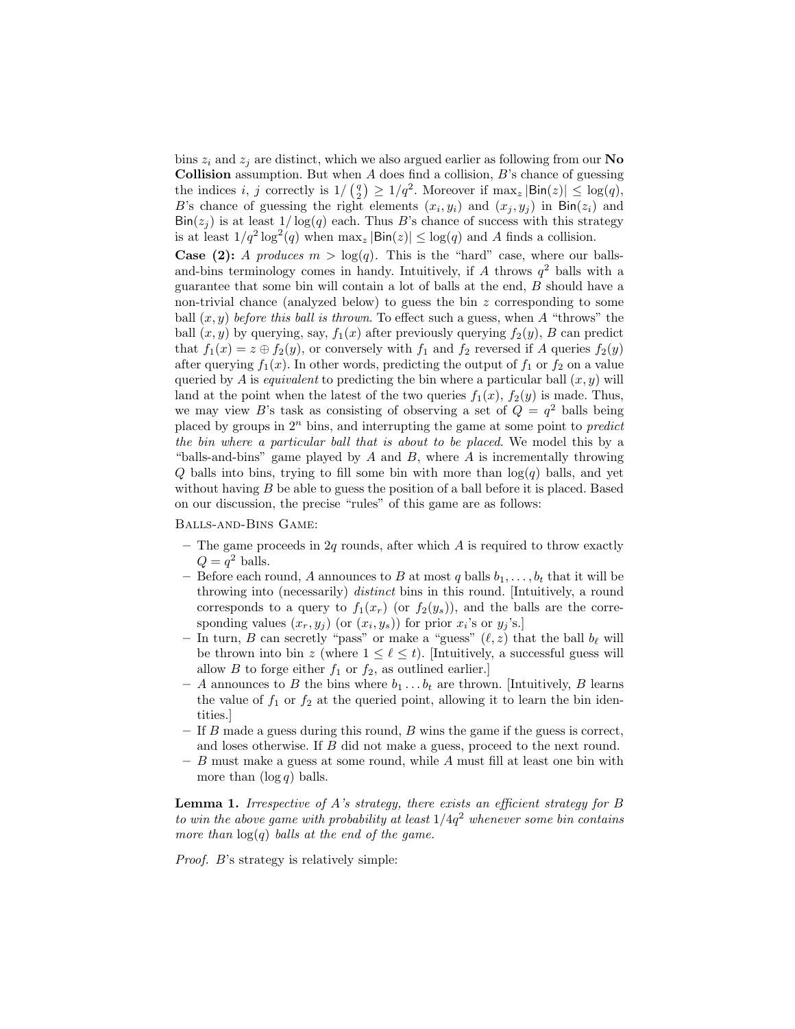bins $z_i$ and $z_j$ are distinct, which we also argued earlier as following from our **No Collision** assumption. But when $A$ does find a collision, $B$'s chance of guessing the indices $i$, $j$ correctly is $1/\binom{q}{2} \geq 1/q^2$. Moreover if $\max_z |\mathsf{Bin}(z)| \leq \log(q)$, $B$'s chance of guessing the right elements $(x_i, y_i)$ and $(x_j, y_j)$ in $\mathsf{Bin}(z_i)$ and $\mathsf{Bin}(z_j)$ is at least $1/\log(q)$ each. Thus $B$'s chance of success with this strategy is at least $1/q^2 \log^2(q)$ when $\max_z |\mathsf{Bin}(z)| \leq \log(q)$ and $A$ finds a collision.

**Case (2):** *$A$ produces $m > \log(q)$.* This is the "hard" case, where our balls-and-bins terminology comes in handy. Intuitively, if $A$ throws $q^2$ balls with a guarantee that some bin will contain a lot of balls at the end, $B$ should have a non-trivial chance (analyzed below) to guess the bin $z$ corresponding to some ball $(x, y)$ *before this ball is thrown*. To effect such a guess, when $A$ "throws" the ball $(x, y)$ by querying, say, $f_1(x)$ after previously querying $f_2(y)$, $B$ can predict that $f_1(x) = z \oplus f_2(y)$, or conversely with $f_1$ and $f_2$ reversed if $A$ queries $f_2(y)$ after querying $f_1(x)$. In other words, predicting the output of $f_1$ or $f_2$ on a value queried by $A$ is *equivalent* to predicting the bin where a particular ball $(x, y)$ will land at the point when the latest of the two queries $f_1(x)$, $f_2(y)$ is made. Thus, we may view $B$'s task as consisting of observing a set of $Q = q^2$ balls being placed by groups in $2^n$ bins, and interrupting the game at some point to *predict the bin where a particular ball that is about to be placed*. We model this by a "balls-and-bins" game played by $A$ and $B$, where $A$ is incrementally throwing $Q$ balls into bins, trying to fill some bin with more than $\log(q)$ balls, and yet without having $B$ be able to guess the position of a ball before it is placed. Based on our discussion, the precise "rules" of this game are as follows:

Balls-and-Bins Game:

- The game proceeds in $2q$ rounds, after which $A$ is required to throw exactly $Q = q^2$ balls.
- Before each round, $A$ announces to $B$ at most $q$ balls $b_1, \ldots, b_t$ that it will be throwing into (necessarily) *distinct* bins in this round. [Intuitively, a round corresponds to a query to $f_1(x_r)$ (or $f_2(y_s)$), and the balls are the corresponding values $(x_r, y_j)$ (or $(x_i, y_s)$) for prior $x_i$'s or $y_j$'s.]
- In turn, $B$ can secretly "pass" or make a "guess" $(\ell, z)$ that the ball $b_\ell$ will be thrown into bin $z$ (where $1 \leq \ell \leq t$). [Intuitively, a successful guess will allow $B$ to forge either $f_1$ or $f_2$, as outlined earlier.]
- $A$ announces to $B$ the bins where $b_1 \ldots b_t$ are thrown. [Intuitively, $B$ learns the value of $f_1$ or $f_2$ at the queried point, allowing it to learn the bin identities.]
- If $B$ made a guess during this round, $B$ wins the game if the guess is correct, and loses otherwise. If $B$ did not make a guess, proceed to the next round.
- $B$ must make a guess at some round, while $A$ must fill at least one bin with more than $(\log q)$ balls.

**Lemma 1.** *Irrespective of $A$'s strategy, there exists an efficient strategy for $B$ to win the above game with probability at least $1/4q^2$ whenever some bin contains more than $\log(q)$ balls at the end of the game.*

*Proof.* $B$'s strategy is relatively simple: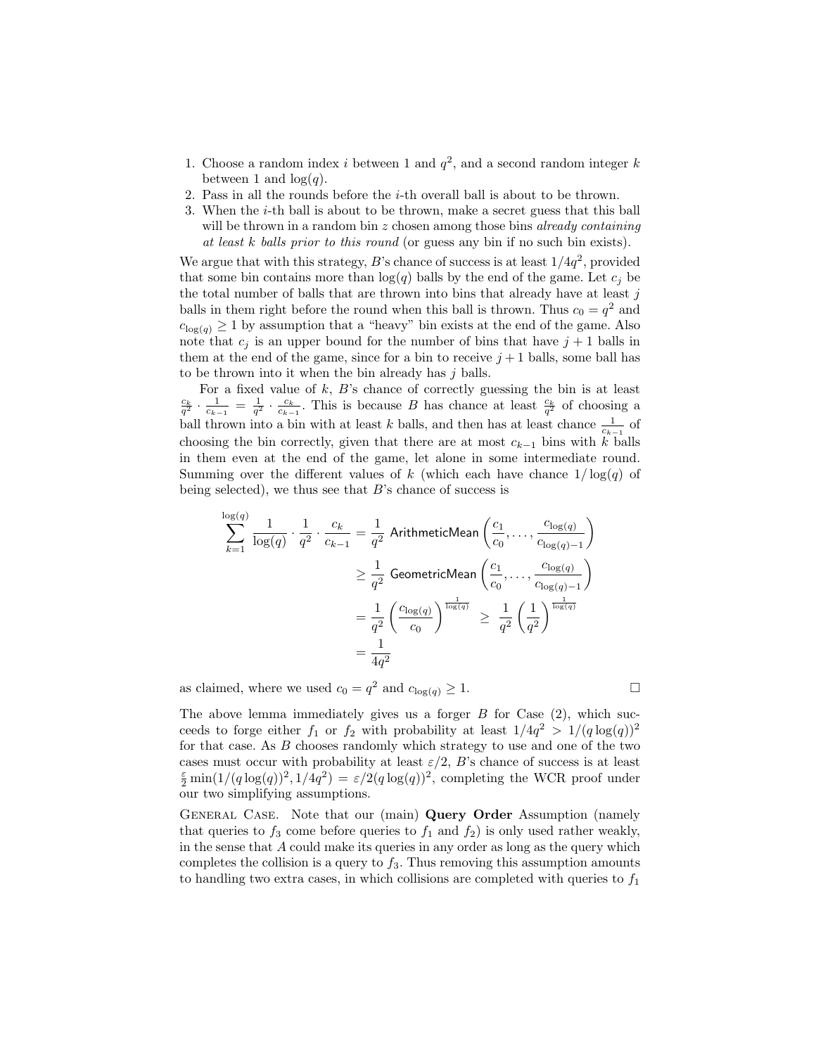1. Choose a random index $i$ between 1 and $q^2$, and a second random integer $k$ between 1 and $\log(q)$.
2. Pass in all the rounds before the $i$-th overall ball is about to be thrown.
3. When the $i$-th ball is about to be thrown, make a secret guess that this ball will be thrown in a random bin $z$ chosen among those bins *already containing at least $k$ balls prior to this round* (or guess any bin if no such bin exists).

We argue that with this strategy, $B$'s chance of success is at least $1/4q^2$, provided that some bin contains more than $\log(q)$ balls by the end of the game. Let $c_j$ be the total number of balls that are thrown into bins that already have at least $j$ balls in them right before the round when this ball is thrown. Thus $c_0 = q^2$ and $c_{\log(q)} \geq 1$ by assumption that a "heavy" bin exists at the end of the game. Also note that $c_j$ is an upper bound for the number of bins that have $j+1$ balls in them at the end of the game, since for a bin to receive $j+1$ balls, some ball has to be thrown into it when the bin already has $j$ balls.

For a fixed value of $k$, $B$'s chance of correctly guessing the bin is at least $\frac{c_k}{q^2} \cdot \frac{1}{c_{k-1}} = \frac{1}{q^2} \cdot \frac{c_k}{c_{k-1}}$. This is because $B$ has chance at least $\frac{c_k}{q^2}$ of choosing a ball thrown into a bin with at least $k$ balls, and then has at least chance $\frac{1}{c_{k-1}}$ of choosing the bin correctly, given that there are at most $c_{k-1}$ bins with $k$ balls in them even at the end of the game, let alone in some intermediate round. Summing over the different values of $k$ (which each have chance $1/\log(q)$ of being selected), we thus see that $B$'s chance of success is

$$\begin{aligned}
\sum_{k=1}^{\log(q)} \frac{1}{\log(q)} \cdot \frac{1}{q^2} \cdot \frac{c_k}{c_{k-1}} &= \frac{1}{q^2} \ \mathsf{ArithmeticMean}\left(\frac{c_1}{c_0}, \ldots, \frac{c_{\log(q)}}{c_{\log(q)-1}}\right) \\
&\geq \frac{1}{q^2} \ \mathsf{GeometricMean}\left(\frac{c_1}{c_0}, \ldots, \frac{c_{\log(q)}}{c_{\log(q)-1}}\right) \\
&= \frac{1}{q^2}\left(\frac{c_{\log(q)}}{c_0}\right)^{\frac{1}{\log(q)}} \ \geq \ \frac{1}{q^2}\left(\frac{1}{q^2}\right)^{\frac{1}{\log(q)}} \\
&= \frac{1}{4q^2}
\end{aligned}$$

as claimed, where we used $c_0 = q^2$ and $c_{\log(q)} \geq 1$. □

The above lemma immediately gives us a forger $B$ for Case (2), which succeeds to forge either $f_1$ or $f_2$ with probability at least $1/4q^2 > 1/(q\log(q))^2$ for that case. As $B$ chooses randomly which strategy to use and one of the two cases must occur with probability at least $\varepsilon/2$, $B$'s chance of success is at least $\frac{\varepsilon}{2}\min(1/(q\log(q))^2, 1/4q^2) = \varepsilon/2(q\log(q))^2$, completing the WCR proof under our two simplifying assumptions.

General Case. Note that our (main) **Query Order** Assumption (namely that queries to $f_3$ come before queries to $f_1$ and $f_2$) is only used rather weakly, in the sense that $A$ could make its queries in any order as long as the query which completes the collision is a query to $f_3$. Thus removing this assumption amounts to handling two extra cases, in which collisions are completed with queries to $f_1$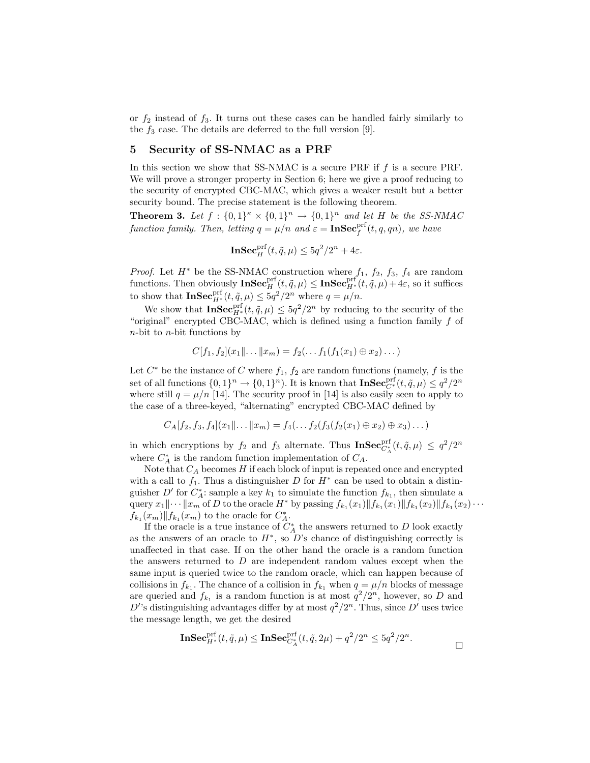or $f_2$ instead of $f_3$. It turns out these cases can be handled fairly similarly to the $f_3$ case. The details are deferred to the full version [9].

## 5 Security of SS-NMAC as a PRF

In this section we show that SS-NMAC is a secure PRF if $f$ is a secure PRF. We will prove a stronger property in Section 6; here we give a proof reducing to the security of encrypted CBC-MAC, which gives a weaker result but a better security bound. The precise statement is the following theorem.

**Theorem 3.** *Let $f : \{0,1\}^\kappa \times \{0,1\}^n \to \{0,1\}^n$ and let $H$ be the SS-NMAC function family. Then, letting $q = \mu/n$ and $\varepsilon = \mathbf{InSec}_f^{\mathrm{prf}}(t, q, qn)$, we have*

$$\mathbf{InSec}_H^{\mathrm{prf}}(t, \tilde{q}, \mu) \leq 5q^2/2^n + 4\varepsilon.$$

*Proof.* Let $H^*$ be the SS-NMAC construction where $f_1$, $f_2$, $f_3$, $f_4$ are random functions. Then obviously $\mathbf{InSec}_H^{\mathrm{prf}}(t, \tilde{q}, \mu) \leq \mathbf{InSec}_{H^*}^{\mathrm{prf}}(t, \tilde{q}, \mu) + 4\varepsilon$, so it suffices to show that $\mathbf{InSec}_{H^*}^{\mathrm{prf}}(t, \tilde{q}, \mu) \leq 5q^2/2^n$ where $q = \mu/n$.

We show that $\mathbf{InSec}_{H^*}^{\mathrm{prf}}(t, \tilde{q}, \mu) \leq 5q^2/2^n$ by reducing to the security of the "original" encrypted CBC-MAC, which is defined using a function family $f$ of $n$-bit to $n$-bit functions by

$$C[f_1, f_2](x_1 \| \dots \| x_m) = f_2(\dots f_1(f_1(x_1) \oplus x_2) \dots)$$

Let $C^*$ be the instance of $C$ where $f_1$, $f_2$ are random functions (namely, $f$ is the set of all functions $\{0,1\}^n \to \{0,1\}^n$). It is known that $\mathbf{InSec}_{C^*}^{\mathrm{prf}}(t, \tilde{q}, \mu) \leq q^2/2^n$ where still $q = \mu/n$ [14]. The security proof in [14] is also easily seen to apply to the case of a three-keyed, "alternating" encrypted CBC-MAC defined by

$$C_A[f_2, f_3, f_4](x_1 \| \dots \| x_m) = f_4(\dots f_2(f_3(f_2(x_1) \oplus x_2) \oplus x_3) \dots)$$

in which encryptions by $f_2$ and $f_3$ alternate. Thus $\mathbf{InSec}_{C_A^*}^{\mathrm{prf}}(t, \tilde{q}, \mu) \leq q^2/2^n$ where $C_A^*$ is the random function implementation of $C_A$.

Note that $C_A$ becomes $H$ if each block of input is repeated once and encrypted with a call to $f_1$. Thus a distinguisher $D$ for $H^*$ can be used to obtain a distinguisher $D'$ for $C_A^*$: sample a key $k_1$ to simulate the function $f_{k_1}$, then simulate a query $x_1 \| \cdots \| x_m$ of $D$ to the oracle $H^*$ by passing $f_{k_1}(x_1) \| f_{k_1}(x_1) \| f_{k_1}(x_2) \| f_{k_1}(x_2) \cdots f_{k_1}(x_m) \| f_{k_1}(x_m)$ to the oracle for $C_A^*$.

If the oracle is a true instance of $C_A^*$ the answers returned to $D$ look exactly as the answers of an oracle to $H^*$, so $D$'s chance of distinguishing correctly is unaffected in that case. If on the other hand the oracle is a random function the answers returned to $D$ are independent random values except when the same input is queried twice to the random oracle, which can happen because of collisions in $f_{k_1}$. The chance of a collision in $f_{k_1}$ when $q = \mu/n$ blocks of message are queried and $f_{k_1}$ is a random function is at most $q^2/2^n$, however, so $D$ and $D'$'s distinguishing advantages differ by at most $q^2/2^n$. Thus, since $D'$ uses twice the message length, we get the desired

$$\mathbf{InSec}_{H^*}^{\mathrm{prf}}(t, \tilde{q}, \mu) \leq \mathbf{InSec}_{C_A^*}^{\mathrm{prf}}(t, \tilde{q}, 2\mu) + q^2/2^n \leq 5q^2/2^n.$$

□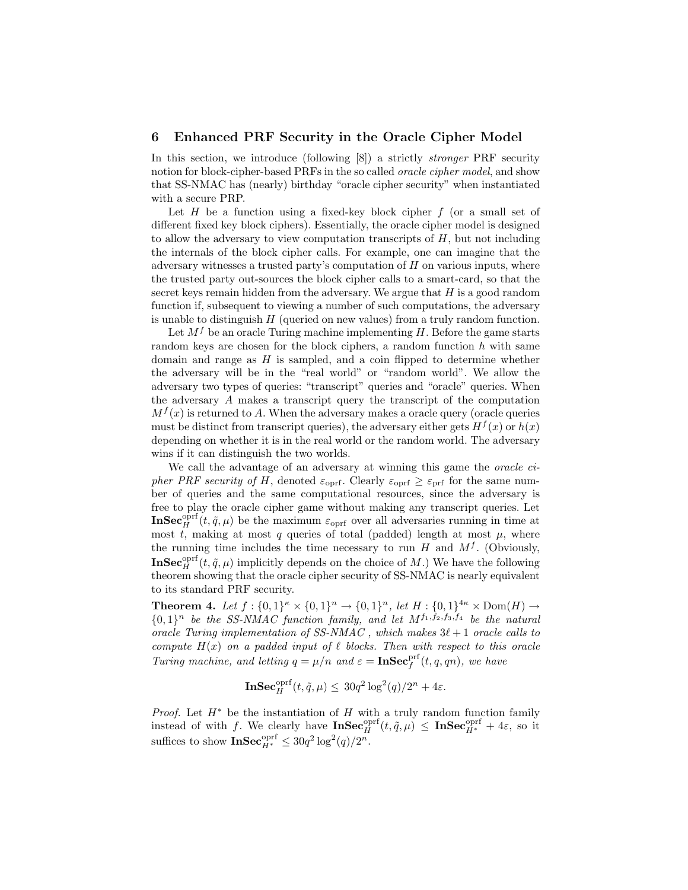## 6 Enhanced PRF Security in the Oracle Cipher Model

In this section, we introduce (following [8]) a strictly *stronger* PRF security notion for block-cipher-based PRFs in the so called *oracle cipher model*, and show that SS-NMAC has (nearly) birthday "oracle cipher security" when instantiated with a secure PRP.

Let $H$ be a function using a fixed-key block cipher $f$ (or a small set of different fixed key block ciphers). Essentially, the oracle cipher model is designed to allow the adversary to view computation transcripts of $H$, but not including the internals of the block cipher calls. For example, one can imagine that the adversary witnesses a trusted party's computation of $H$ on various inputs, where the trusted party out-sources the block cipher calls to a smart-card, so that the secret keys remain hidden from the adversary. We argue that $H$ is a good random function if, subsequent to viewing a number of such computations, the adversary is unable to distinguish $H$ (queried on new values) from a truly random function.

Let $M^f$ be an oracle Turing machine implementing $H$. Before the game starts random keys are chosen for the block ciphers, a random function $h$ with same domain and range as $H$ is sampled, and a coin flipped to determine whether the adversary will be in the "real world" or "random world". We allow the adversary two types of queries: "transcript" queries and "oracle" queries. When the adversary $A$ makes a transcript query the transcript of the computation $M^f(x)$ is returned to $A$. When the adversary makes a oracle query (oracle queries must be distinct from transcript queries), the adversary either gets $H^f(x)$ or $h(x)$ depending on whether it is in the real world or the random world. The adversary wins if it can distinguish the two worlds.

We call the advantage of an adversary at winning this game the *oracle cipher PRF security of* $H$, denoted $\varepsilon_{\text{oprf}}$. Clearly $\varepsilon_{\text{oprf}} \geq \varepsilon_{\text{prf}}$ for the same number of queries and the same computational resources, since the adversary is free to play the oracle cipher game without making any transcript queries. Let $\mathbf{InSec}_H^{\text{oprf}}(t, \tilde{q}, \mu)$ be the maximum $\varepsilon_{\text{oprf}}$ over all adversaries running in time at most $t$, making at most $q$ queries of total (padded) length at most $\mu$, where the running time includes the time necessary to run $H$ and $M^f$. (Obviously, $\mathbf{InSec}_H^{\text{oprf}}(t, \tilde{q}, \mu)$ implicitly depends on the choice of $M$.) We have the following theorem showing that the oracle cipher security of SS-NMAC is nearly equivalent to its standard PRF security.

**Theorem 4.** *Let $f : \{0,1\}^\kappa \times \{0,1\}^n \to \{0,1\}^n$, let $H : \{0,1\}^{4\kappa} \times \text{Dom}(H) \to \{0,1\}^n$ be the SS-NMAC function family, and let $M^{f_1,f_2,f_3,f_4}$ be the natural oracle Turing implementation of SS-NMAC , which makes $3\ell + 1$ oracle calls to compute $H(x)$ on a padded input of $\ell$ blocks. Then with respect to this oracle Turing machine, and letting $q = \mu/n$ and $\varepsilon = \mathbf{InSec}_f^{\text{prf}}(t, q, qn)$, we have*

$$\mathbf{InSec}_H^{\text{oprf}}(t, \tilde{q}, \mu) \leq 30q^2 \log^2(q)/2^n + 4\varepsilon.$$

*Proof.* Let $H^*$ be the instantiation of $H$ with a truly random function family instead of with $f$. We clearly have $\mathbf{InSec}_H^{\text{oprf}}(t, \tilde{q}, \mu) \leq \mathbf{InSec}_{H^*}^{\text{oprf}} + 4\varepsilon$, so it suffices to show $\mathbf{InSec}_{H^*}^{\text{oprf}} \leq 30q^2 \log^2(q)/2^n$.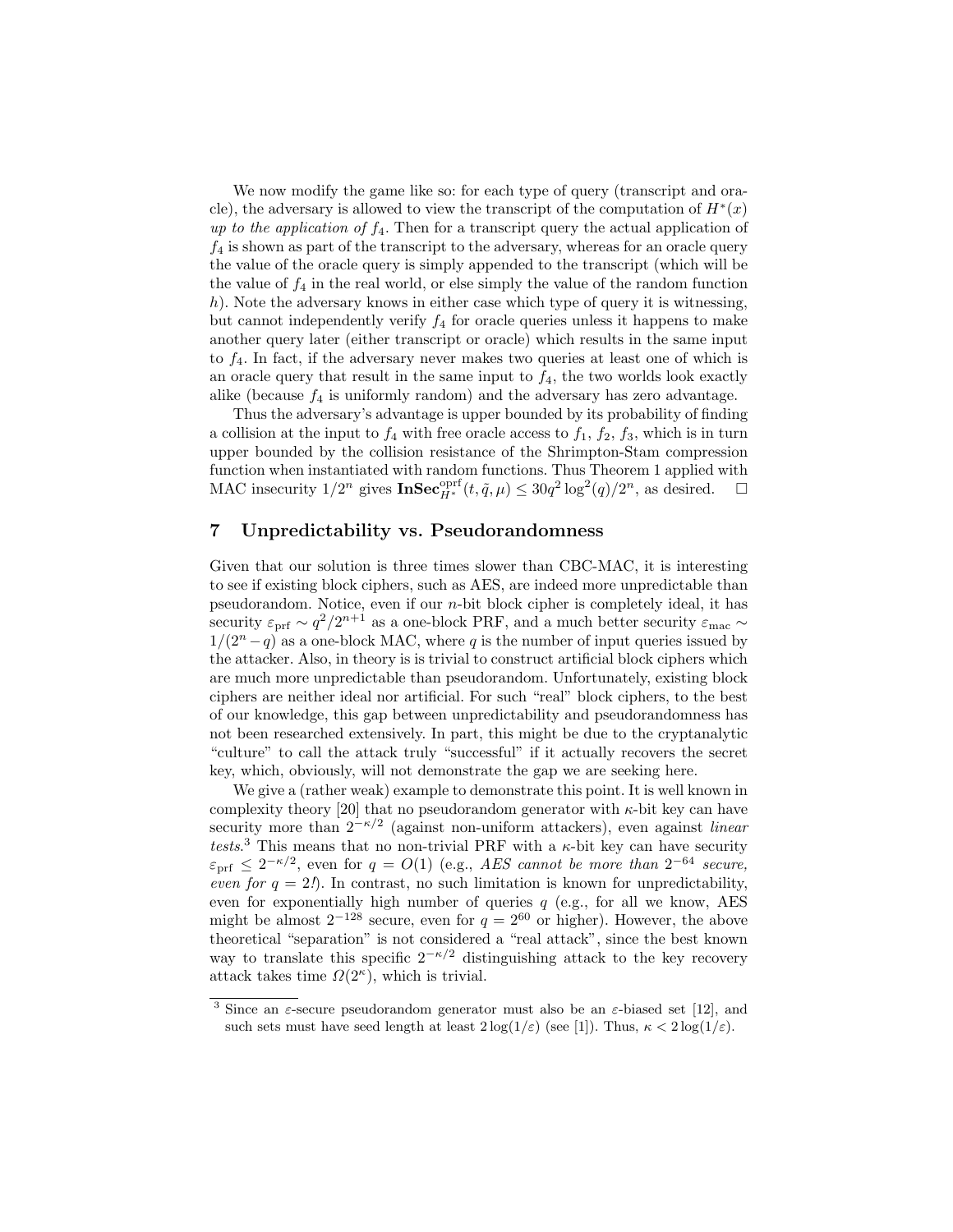We now modify the game like so: for each type of query (transcript and oracle), the adversary is allowed to view the transcript of the computation of $H^*(x)$ *up to the application of* $f_4$. Then for a transcript query the actual application of $f_4$ is shown as part of the transcript to the adversary, whereas for an oracle query the value of the oracle query is simply appended to the transcript (which will be the value of $f_4$ in the real world, or else simply the value of the random function $h$). Note the adversary knows in either case which type of query it is witnessing, but cannot independently verify $f_4$ for oracle queries unless it happens to make another query later (either transcript or oracle) which results in the same input to $f_4$. In fact, if the adversary never makes two queries at least one of which is an oracle query that result in the same input to $f_4$, the two worlds look exactly alike (because $f_4$ is uniformly random) and the adversary has zero advantage.

Thus the adversary's advantage is upper bounded by its probability of finding a collision at the input to $f_4$ with free oracle access to $f_1$, $f_2$, $f_3$, which is in turn upper bounded by the collision resistance of the Shrimpton-Stam compression function when instantiated with random functions. Thus Theorem 1 applied with MAC insecurity $1/2^n$ gives $\mathbf{InSec}^{\mathrm{oprf}}_{H^*}(t, \tilde{q}, \mu) \le 30q^2 \log^2(q)/2^n$, as desired. □

## 7 Unpredictability vs. Pseudorandomness

Given that our solution is three times slower than CBC-MAC, it is interesting to see if existing block ciphers, such as AES, are indeed more unpredictable than pseudorandom. Notice, even if our $n$-bit block cipher is completely ideal, it has security $\varepsilon_{\mathrm{prf}} \sim q^2/2^{n+1}$ as a one-block PRF, and a much better security $\varepsilon_{\mathrm{mac}} \sim 1/(2^n - q)$ as a one-block MAC, where $q$ is the number of input queries issued by the attacker. Also, in theory is is trivial to construct artificial block ciphers which are much more unpredictable than pseudorandom. Unfortunately, existing block ciphers are neither ideal nor artificial. For such "real" block ciphers, to the best of our knowledge, this gap between unpredictability and pseudorandomness has not been researched extensively. In part, this might be due to the cryptanalytic "culture" to call the attack truly "successful" if it actually recovers the secret key, which, obviously, will not demonstrate the gap we are seeking here.

We give a (rather weak) example to demonstrate this point. It is well known in complexity theory [20] that no pseudorandom generator with $\kappa$-bit key can have security more than $2^{-\kappa/2}$ (against non-uniform attackers), even against *linear tests*.[3] This means that no non-trivial PRF with a $\kappa$-bit key can have security $\varepsilon_{\mathrm{prf}} \le 2^{-\kappa/2}$, even for $q = O(1)$ (e.g., *AES cannot be more than* $2^{-64}$ *secure, even for* $q = 2$*!*). In contrast, no such limitation is known for unpredictability, even for exponentially high number of queries $q$ (e.g., for all we know, AES might be almost $2^{-128}$ secure, even for $q = 2^{60}$ or higher). However, the above theoretical "separation" is not considered a "real attack", since the best known way to translate this specific $2^{-\kappa/2}$ distinguishing attack to the key recovery attack takes time $\Omega(2^{\kappa})$, which is trivial.

[3] Since an $\varepsilon$-secure pseudorandom generator must also be an $\varepsilon$-biased set [12], and such sets must have seed length at least $2\log(1/\varepsilon)$ (see [1]). Thus, $\kappa < 2\log(1/\varepsilon)$.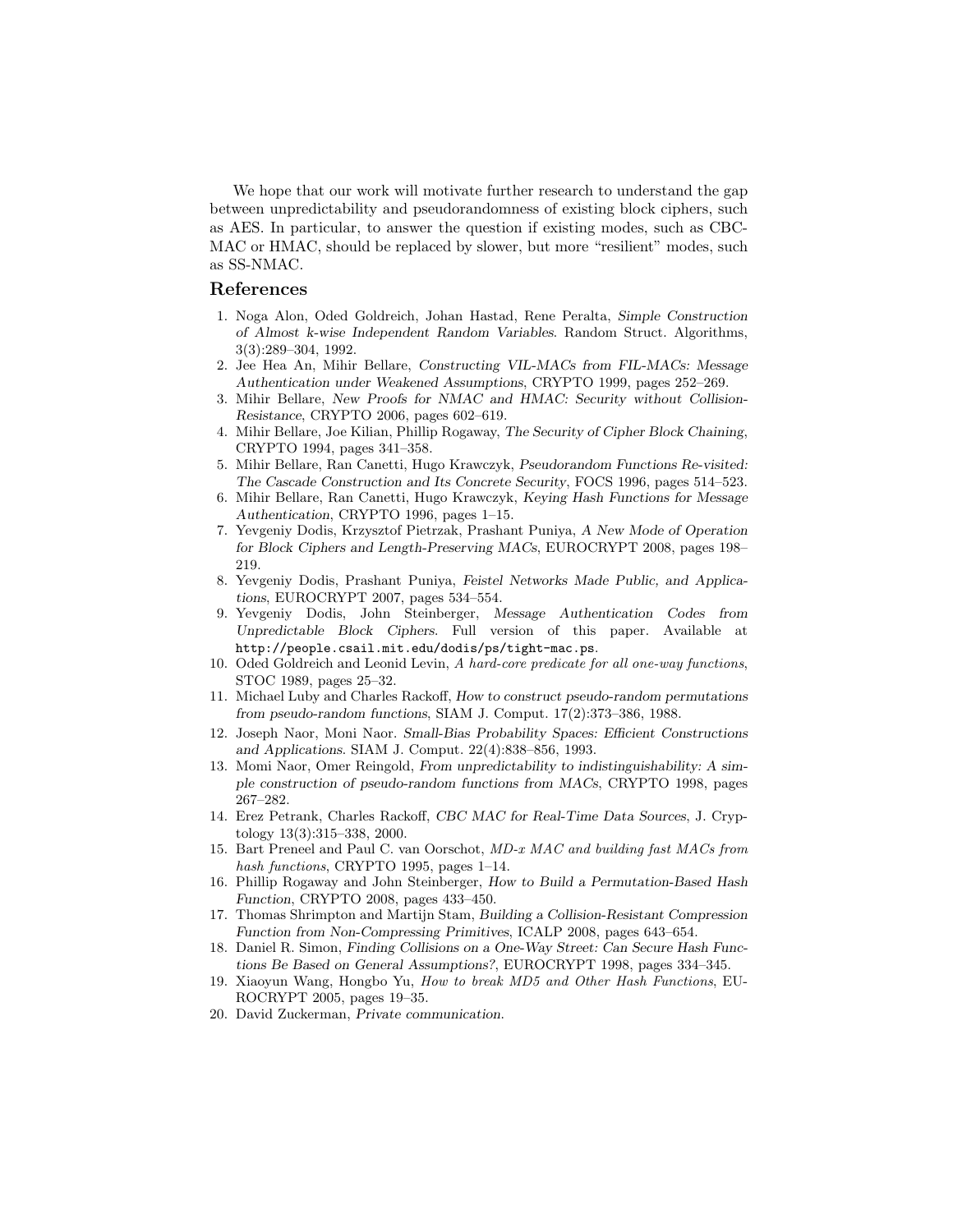We hope that our work will motivate further research to understand the gap between unpredictability and pseudorandomness of existing block ciphers, such as AES. In particular, to answer the question if existing modes, such as CBC-MAC or HMAC, should be replaced by slower, but more "resilient" modes, such as SS-NMAC.

## References

1. Noga Alon, Oded Goldreich, Johan Hastad, Rene Peralta, *Simple Construction of Almost k-wise Independent Random Variables*. Random Struct. Algorithms, 3(3):289–304, 1992.
2. Jee Hea An, Mihir Bellare, *Constructing VIL-MACs from FIL-MACs: Message Authentication under Weakened Assumptions*, CRYPTO 1999, pages 252–269.
3. Mihir Bellare, *New Proofs for NMAC and HMAC: Security without Collision-Resistance*, CRYPTO 2006, pages 602–619.
4. Mihir Bellare, Joe Kilian, Phillip Rogaway, *The Security of Cipher Block Chaining*, CRYPTO 1994, pages 341–358.
5. Mihir Bellare, Ran Canetti, Hugo Krawczyk, *Pseudorandom Functions Re-visited: The Cascade Construction and Its Concrete Security*, FOCS 1996, pages 514–523.
6. Mihir Bellare, Ran Canetti, Hugo Krawczyk, *Keying Hash Functions for Message Authentication*, CRYPTO 1996, pages 1–15.
7. Yevgeniy Dodis, Krzysztof Pietrzak, Prashant Puniya, *A New Mode of Operation for Block Ciphers and Length-Preserving MACs*, EUROCRYPT 2008, pages 198–219.
8. Yevgeniy Dodis, Prashant Puniya, *Feistel Networks Made Public, and Applications*, EUROCRYPT 2007, pages 534–554.
9. Yevgeniy Dodis, John Steinberger, *Message Authentication Codes from Unpredictable Block Ciphers*. Full version of this paper. Available at `http://people.csail.mit.edu/dodis/ps/tight-mac.ps`.
10. Oded Goldreich and Leonid Levin, *A hard-core predicate for all one-way functions*, STOC 1989, pages 25–32.
11. Michael Luby and Charles Rackoff, *How to construct pseudo-random permutations from pseudo-random functions*, SIAM J. Comput. 17(2):373–386, 1988.
12. Joseph Naor, Moni Naor. *Small-Bias Probability Spaces: Efficient Constructions and Applications*. SIAM J. Comput. 22(4):838–856, 1993.
13. Momi Naor, Omer Reingold, *From unpredictability to indistinguishability: A simple construction of pseudo-random functions from MACs*, CRYPTO 1998, pages 267–282.
14. Erez Petrank, Charles Rackoff, *CBC MAC for Real-Time Data Sources*, J. Cryptology 13(3):315–338, 2000.
15. Bart Preneel and Paul C. van Oorschot, *MD-x MAC and building fast MACs from hash functions*, CRYPTO 1995, pages 1–14.
16. Phillip Rogaway and John Steinberger, *How to Build a Permutation-Based Hash Function*, CRYPTO 2008, pages 433–450.
17. Thomas Shrimpton and Martijn Stam, *Building a Collision-Resistant Compression Function from Non-Compressing Primitives*, ICALP 2008, pages 643–654.
18. Daniel R. Simon, *Finding Collisions on a One-Way Street: Can Secure Hash Functions Be Based on General Assumptions?*, EUROCRYPT 1998, pages 334–345.
19. Xiaoyun Wang, Hongbo Yu, *How to break MD5 and Other Hash Functions*, EUROCRYPT 2005, pages 19–35.
20. David Zuckerman, *Private communication*.